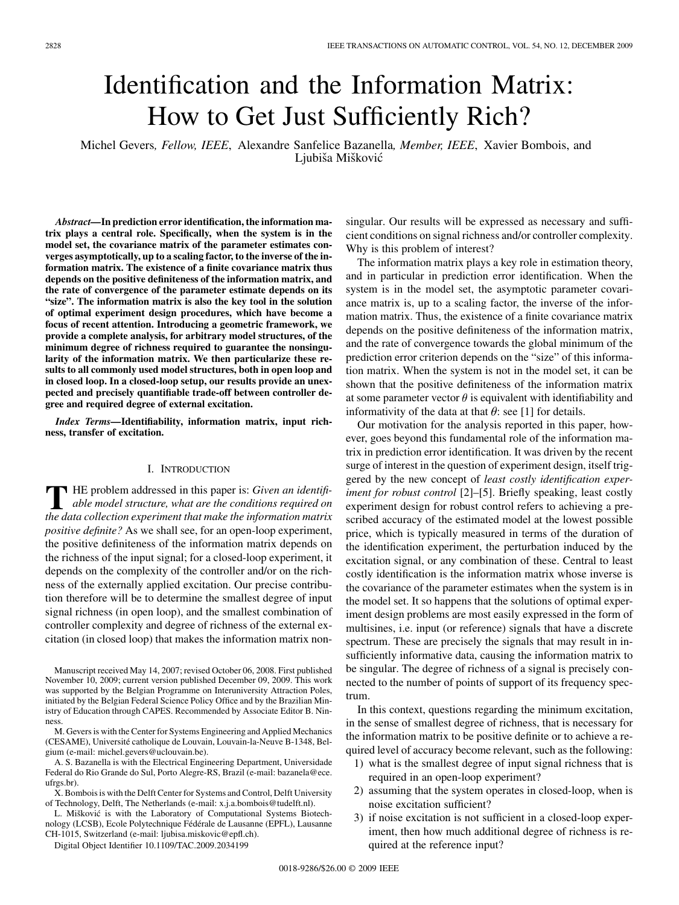# Identification and the Information Matrix: How to Get Just Sufficiently Rich?

Michel Gevers, *Fellow, IEEE*, Alexandre Sanfelice Bazanella, *Member, IEEE*, Xavier Bombois, and Ljubiša Mišković

***Abstract*—In prediction error identification, the information matrix plays a central role. Specifically, when the system is in the model set, the covariance matrix of the parameter estimates converges asymptotically, up to a scaling factor, to the inverse of the information matrix. The existence of a finite covariance matrix thus depends on the positive definiteness of the information matrix, and the rate of convergence of the parameter estimate depends on its "size". The information matrix is also the key tool in the solution of optimal experiment design procedures, which have become a focus of recent attention. Introducing a geometric framework, we provide a complete analysis, for arbitrary model structures, of the minimum degree of richness required to guarantee the nonsingularity of the information matrix. We then particularize these results to all commonly used model structures, both in open loop and in closed loop. In a closed-loop setup, our results provide an unexpected and precisely quantifiable trade-off between controller degree and required degree of external excitation.**

***Index Terms*—Identifiability, information matrix, input richness, transfer of excitation.**

## I. Introduction

The problem addressed in this paper is: *Given an identifiable model structure, what are the conditions required on the data collection experiment that make the information matrix positive definite?* As we shall see, for an open-loop experiment, the positive definiteness of the information matrix depends on the richness of the input signal; for a closed-loop experiment, it depends on the complexity of the controller and/or on the richness of the externally applied excitation. Our precise contribution therefore will be to determine the smallest degree of input signal richness (in open loop), and the smallest combination of controller complexity and degree of richness of the external excitation (in closed loop) that makes the information matrix nonsingular. Our results will be expressed as necessary and sufficient conditions on signal richness and/or controller complexity. Why is this problem of interest?

The information matrix plays a key role in estimation theory, and in particular in prediction error identification. When the system is in the model set, the asymptotic parameter covariance matrix is, up to a scaling factor, the inverse of the information matrix. Thus, the existence of a finite covariance matrix depends on the positive definiteness of the information matrix, and the rate of convergence towards the global minimum of the prediction error criterion depends on the "size" of this information matrix. When the system is not in the model set, it can be shown that the positive definiteness of the information matrix at some parameter vector $\theta$ is equivalent with identifiability and informativity of the data at that $\theta$: see [1] for details.

Our motivation for the analysis reported in this paper, however, goes beyond this fundamental role of the information matrix in prediction error identification. It was driven by the recent surge of interest in the question of experiment design, itself triggered by the new concept of *least costly identification experiment for robust control* [2]–[5]. Briefly speaking, least costly experiment design for robust control refers to achieving a prescribed accuracy of the estimated model at the lowest possible price, which is typically measured in terms of the duration of the identification experiment, the perturbation induced by the excitation signal, or any combination of these. Central to least costly identification is the information matrix whose inverse is the covariance of the parameter estimates when the system is in the model set. It so happens that the solutions of optimal experiment design problems are most easily expressed in the form of multisines, i.e. input (or reference) signals that have a discrete spectrum. These are precisely the signals that may result in insufficiently informative data, causing the information matrix to be singular. The degree of richness of a signal is precisely connected to the number of points of support of its frequency spectrum.

In this context, questions regarding the minimum excitation, in the sense of smallest degree of richness, that is necessary for the information matrix to be positive definite or to achieve a required level of accuracy become relevant, such as the following:

1) what is the smallest degree of input signal richness that is required in an open-loop experiment?
2) assuming that the system operates in closed-loop, when is noise excitation sufficient?
3) if noise excitation is not sufficient in a closed-loop experiment, then how much additional degree of richness is required at the reference input?

Manuscript received May 14, 2007; revised October 06, 2008. First published November 10, 2009; current version published December 09, 2009. This work was supported by the Belgian Programme on Interuniversity Attraction Poles, initiated by the Belgian Federal Science Policy Office and by the Brazilian Ministry of Education through CAPES. Recommended by Associate Editor B. Ninness.

M. Gevers is with the Center for Systems Engineering and Applied Mechanics (CESAME), Université catholique de Louvain, Louvain-la-Neuve B-1348, Belgium (e-mail: michel.gevers@uclouvain.be).

A. S. Bazanella is with the Electrical Engineering Department, Universidade Federal do Rio Grande do Sul, Porto Alegre-RS, Brazil (e-mail: bazanela@ece.ufrgs.br).

X. Bombois is with the Delft Center for Systems and Control, Delft University of Technology, Delft, The Netherlands (e-mail: x.j.a.bombois@tudelft.nl).

L. Mišković is with the Laboratory of Computational Systems Biotechnology (LCSB), Ecole Polytechnique Fédérale de Lausanne (EPFL), Lausanne CH-1015, Switzerland (e-mail: ljubisa.miskovic@epfl.ch).

Digital Object Identifier 10.1109/TAC.2009.2034199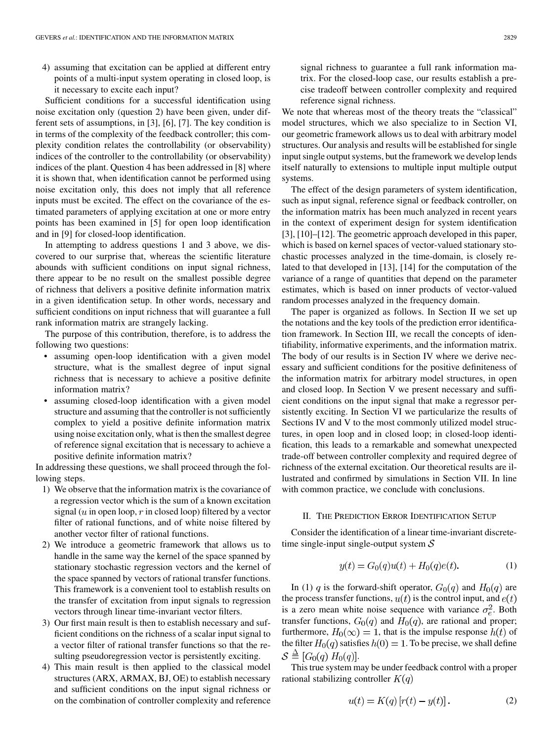4) assuming that excitation can be applied at different entry points of a multi-input system operating in closed loop, is it necessary to excite each input?

Sufficient conditions for a successful identification using noise excitation only (question 2) have been given, under different sets of assumptions, in [3], [6], [7]. The key condition is in terms of the complexity of the feedback controller; this complexity condition relates the controllability (or observability) indices of the controller to the controllability (or observability) indices of the plant. Question 4 has been addressed in [8] where it is shown that, when identification cannot be performed using noise excitation only, this does not imply that all reference inputs must be excited. The effect on the covariance of the estimated parameters of applying excitation at one or more entry points has been examined in [5] for open loop identification and in [9] for closed-loop identification.

In attempting to address questions 1 and 3 above, we discovered to our surprise that, whereas the scientific literature abounds with sufficient conditions on input signal richness, there appear to be no result on the smallest possible degree of richness that delivers a positive definite information matrix in a given identification setup. In other words, necessary and sufficient conditions on input richness that will guarantee a full rank information matrix are strangely lacking.

The purpose of this contribution, therefore, is to address the following two questions:

- assuming open-loop identification with a given model structure, what is the smallest degree of input signal richness that is necessary to achieve a positive definite information matrix?
- assuming closed-loop identification with a given model structure and assuming that the controller is not sufficiently complex to yield a positive definite information matrix using noise excitation only, what is then the smallest degree of reference signal excitation that is necessary to achieve a positive definite information matrix?

In addressing these questions, we shall proceed through the following steps.

1) We observe that the information matrix is the covariance of a regression vector which is the sum of a known excitation signal ($u$ in open loop, $r$ in closed loop) filtered by a vector filter of rational functions, and of white noise filtered by another vector filter of rational functions.
2) We introduce a geometric framework that allows us to handle in the same way the kernel of the space spanned by stationary stochastic regression vectors and the kernel of the space spanned by vectors of rational transfer functions. This framework is a convenient tool to establish results on the transfer of excitation from input signals to regression vectors through linear time-invariant vector filters.
3) Our first main result is then to establish necessary and sufficient conditions on the richness of a scalar input signal to a vector filter of rational transfer functions so that the resulting pseudoregression vector is persistently exciting.
4) This main result is then applied to the classical model structures (ARX, ARMAX, BJ, OE) to establish necessary and sufficient conditions on the input signal richness or on the combination of controller complexity and reference signal richness to guarantee a full rank information matrix. For the closed-loop case, our results establish a precise tradeoff between controller complexity and required reference signal richness.

We note that whereas most of the theory treats the "classical" model structures, which we also specialize to in Section VI, our geometric framework allows us to deal with arbitrary model structures. Our analysis and results will be established for single input single output systems, but the framework we develop lends itself naturally to extensions to multiple input multiple output systems.

The effect of the design parameters of system identification, such as input signal, reference signal or feedback controller, on the information matrix has been much analyzed in recent years in the context of experiment design for system identification [3], [10]–[12]. The geometric approach developed in this paper, which is based on kernel spaces of vector-valued stationary stochastic processes analyzed in the time-domain, is closely related to that developed in [13], [14] for the computation of the variance of a range of quantities that depend on the parameter estimates, which is based on inner products of vector-valued random processes analyzed in the frequency domain.

The paper is organized as follows. In Section II we set up the notations and the key tools of the prediction error identification framework. In Section III, we recall the concepts of identifiability, informative experiments, and the information matrix. The body of our results is in Section IV where we derive necessary and sufficient conditions for the positive definiteness of the information matrix for arbitrary model structures, in open and closed loop. In Section V we present necessary and sufficient conditions on the input signal that make a regressor persistently exciting. In Section VI we particularize the results of Sections IV and V to the most commonly utilized model structures, in open loop and in closed loop; in closed-loop identification, this leads to a remarkable and somewhat unexpected trade-off between controller complexity and required degree of richness of the external excitation. Our theoretical results are illustrated and confirmed by simulations in Section VII. In line with common practice, we conclude with conclusions.

## II. The Prediction Error Identification Setup

Consider the identification of a linear time-invariant discrete-time single-input single-output system $\mathcal{S}$

$$y(t) = G_0(q)u(t) + H_0(q)e(t). \tag{1}$$

In (1) $q$ is the forward-shift operator, $G_0(q)$ and $H_0(q)$ are the process transfer functions, $u(t)$ is the control input, and $e(t)$ is a zero mean white noise sequence with variance $\sigma_e^2$. Both transfer functions, $G_0(q)$ and $H_0(q)$, are rational and proper; furthermore, $H_0(\infty) = 1$, that is the impulse response $h(t)$ of the filter $H_0(q)$ satisfies $h(0) = 1$. To be precise, we shall define $\mathcal{S} \stackrel{\Delta}{=} [G_0(q)\ H_0(q)]$.

This true system may be under feedback control with a proper rational stabilizing controller $K(q)$

$$u(t) = K(q)\left[r(t) - y(t)\right]. \tag{2}$$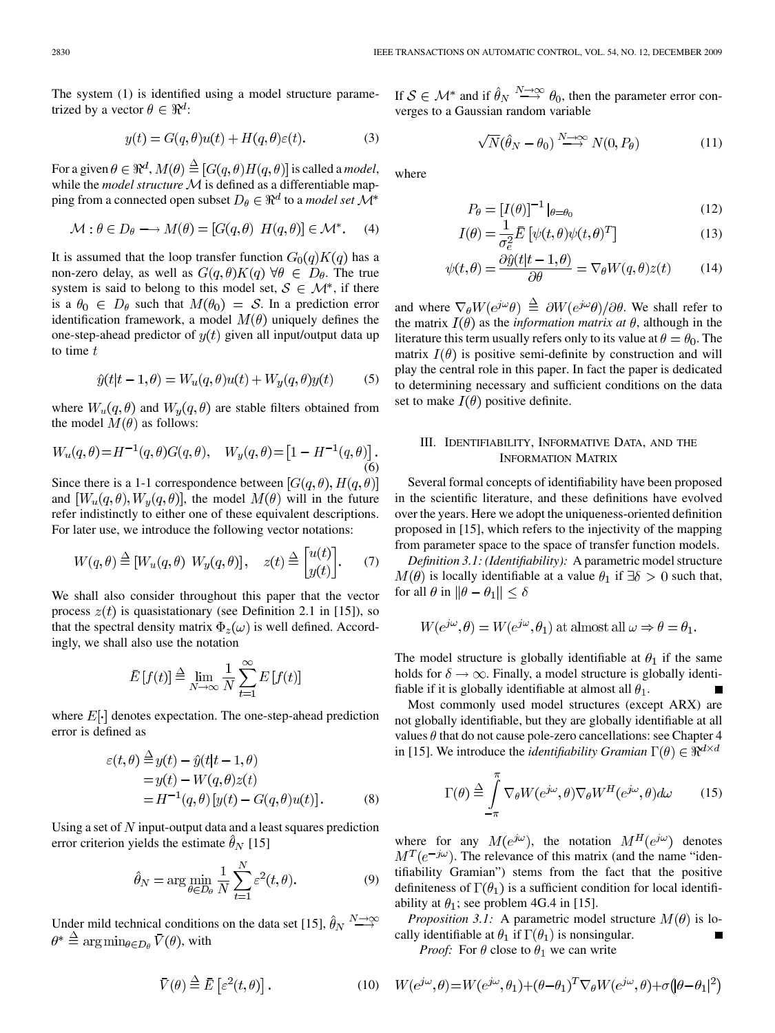The system (1) is identified using a model structure parametrized by a vector $\theta \in \Re^d$:

$$y(t) = G(q,\theta)u(t) + H(q,\theta)\varepsilon(t). \tag{3}$$

For a given $\theta \in \Re^d$, $M(\theta) \triangleq [G(q,\theta)H(q,\theta)]$ is called a *model*, while the *model structure* $\mathcal{M}$ is defined as a differentiable mapping from a connected open subset $D_\theta \in \Re^d$ to a *model set* $\mathcal{M}^*$

$$\mathcal{M} : \theta \in D_\theta \longrightarrow M(\theta) = [G(q,\theta) \;\; H(q,\theta)] \in \mathcal{M}^*. \tag{4}$$

It is assumed that the loop transfer function $G_0(q)K(q)$ has a non-zero delay, as well as $G(q,\theta)K(q)$ $\forall \theta \in D_\theta$. The true system is said to belong to this model set, $\mathcal{S} \in \mathcal{M}^*$, if there is a $\theta_0 \in D_\theta$ such that $M(\theta_0) = \mathcal{S}$. In a prediction error identification framework, a model $M(\theta)$ uniquely defines the one-step-ahead predictor of $y(t)$ given all input/output data up to time $t$

$$\hat{y}(t|t-1,\theta) = W_u(q,\theta)u(t) + W_y(q,\theta)y(t) \tag{5}$$

where $W_u(q,\theta)$ and $W_y(q,\theta)$ are stable filters obtained from the model $M(\theta)$ as follows:

$$W_u(q,\theta) = H^{-1}(q,\theta)G(q,\theta), \quad W_y(q,\theta) = \left[1 - H^{-1}(q,\theta)\right]. \tag{6}$$

Since there is a 1-1 correspondence between $[G(q,\theta), H(q,\theta)]$ and $[W_u(q,\theta), W_y(q,\theta)]$, the model $M(\theta)$ will in the future refer indistinctly to either one of these equivalent descriptions. For later use, we introduce the following vector notations:

$$W(q,\theta) \triangleq [W_u(q,\theta) \;\; W_y(q,\theta)], \quad z(t) \triangleq \begin{bmatrix} u(t) \\ y(t) \end{bmatrix}. \tag{7}$$

We shall also consider throughout this paper that the vector process $z(t)$ is quasistationary (see Definition 2.1 in [15]), so that the spectral density matrix $\Phi_z(\omega)$ is well defined. Accordingly, we shall also use the notation

$$\bar{E}[f(t)] \triangleq \lim_{N \to \infty} \frac{1}{N} \sum_{t=1}^{\infty} E[f(t)]$$

where $E[\cdot]$ denotes expectation. The one-step-ahead prediction error is defined as

$$\begin{aligned} \varepsilon(t,\theta) &\triangleq y(t) - \hat{y}(t|t-1,\theta) \\ &= y(t) - W(q,\theta)z(t) \\ &= H^{-1}(q,\theta)\left[y(t) - G(q,\theta)u(t)\right]. \end{aligned} \tag{8}$$

Using a set of $N$ input-output data and a least squares prediction error criterion yields the estimate $\hat{\theta}_N$ [15]

$$\hat{\theta}_N = \arg\min_{\theta \in D_\theta} \frac{1}{N} \sum_{t=1}^{N} \varepsilon^2(t,\theta). \tag{9}$$

Under mild technical conditions on the data set [15], $\hat{\theta}_N \xrightarrow{N \to \infty} \theta^* \triangleq \arg\min_{\theta \in D_\theta} \bar{V}(\theta)$, with

$$\bar{V}(\theta) \triangleq \bar{E}\left[\varepsilon^2(t,\theta)\right]. \tag{10}$$

If $\mathcal{S} \in \mathcal{M}^*$ and if $\hat{\theta}_N \xrightarrow{N \to \infty} \theta_0$, then the parameter error converges to a Gaussian random variable

$$\sqrt{N}(\hat{\theta}_N - \theta_0) \xrightarrow{N \to \infty} N(0, P_\theta) \tag{11}$$

where

$$P_\theta = [I(\theta)]^{-1}|_{\theta=\theta_0} \tag{12}$$

$$I(\theta) = \frac{1}{\sigma_e^2} \bar{E}\left[\psi(t,\theta)\psi(t,\theta)^T\right] \tag{13}$$

$$\psi(t,\theta) = \frac{\partial \hat{y}(t|t-1,\theta)}{\partial \theta} = \nabla_\theta W(q,\theta)z(t) \tag{14}$$

and where $\nabla_\theta W(e^{j\omega}\theta) \triangleq \partial W(e^{j\omega}\theta)/\partial\theta$. We shall refer to the matrix $I(\theta)$ as the *information matrix at* $\theta$, although in the literature this term usually refers only to its value at $\theta = \theta_0$. The matrix $I(\theta)$ is positive semi-definite by construction and will play the central role in this paper. In fact the paper is dedicated to determining necessary and sufficient conditions on the data set to make $I(\theta)$ positive definite.

## III. Identifiability, Informative Data, and the Information Matrix

Several formal concepts of identifiability have been proposed in the scientific literature, and these definitions have evolved over the years. Here we adopt the uniqueness-oriented definition proposed in [15], which refers to the injectivity of the mapping from parameter space to the space of transfer function models.

*Definition 3.1: (Identifiability):* A parametric model structure $M(\theta)$ is locally identifiable at a value $\theta_1$ if $\exists \delta > 0$ such that, for all $\theta$ in $\|\theta - \theta_1\| \leq \delta$

$$W(e^{j\omega},\theta) = W(e^{j\omega},\theta_1) \text{ at almost all } \omega \Rightarrow \theta = \theta_1.$$

The model structure is globally identifiable at $\theta_1$ if the same holds for $\delta \to \infty$. Finally, a model structure is globally identifiable if it is globally identifiable at almost all $\theta_1$. ■

Most commonly used model structures (except ARX) are not globally identifiable, but they are globally identifiable at all values $\theta$ that do not cause pole-zero cancellations: see Chapter 4 in [15]. We introduce the *identifiability Gramian* $\Gamma(\theta) \in \Re^{d \times d}$

$$\Gamma(\theta) \triangleq \int_{-\pi}^{\pi} \nabla_\theta W(e^{j\omega},\theta) \nabla_\theta W^H(e^{j\omega},\theta) d\omega \tag{15}$$

where for any $M(e^{j\omega})$, the notation $M^H(e^{j\omega})$ denotes $M^T(e^{-j\omega})$. The relevance of this matrix (and the name "identifiability Gramian") stems from the fact that the positive definiteness of $\Gamma(\theta_1)$ is a sufficient condition for local identifiability at $\theta_1$; see problem 4G.4 in [15].

*Proposition 3.1:* A parametric model structure $M(\theta)$ is locally identifiable at $\theta_1$ if $\Gamma(\theta_1)$ is nonsingular. ■

*Proof:* For $\theta$ close to $\theta_1$ we can write

$$W(e^{j\omega},\theta) = W(e^{j\omega},\theta_1) + (\theta - \theta_1)^T \nabla_\theta W(e^{j\omega},\theta) + \sigma(|\theta - \theta_1|^2)$$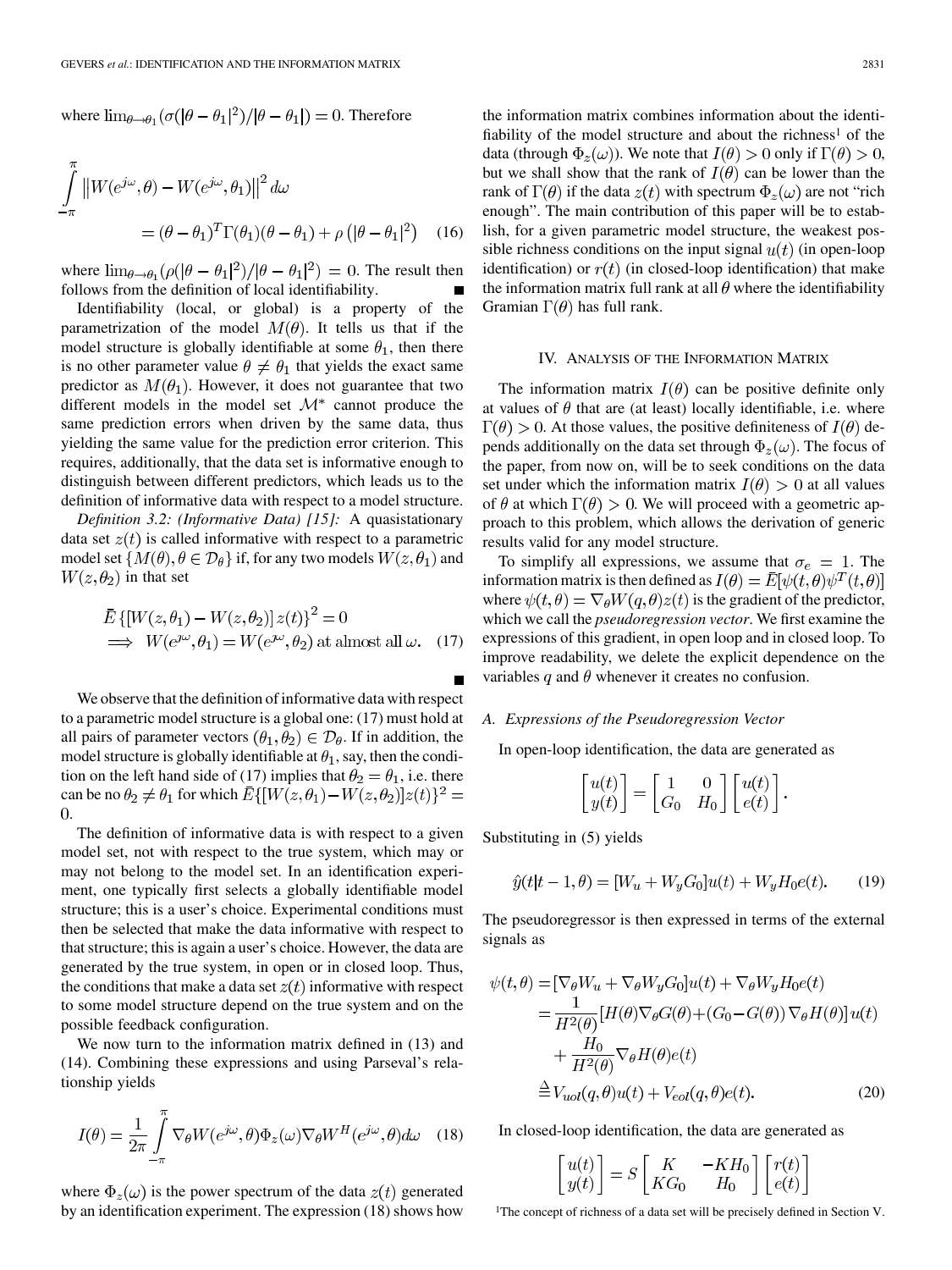where $\lim_{\theta \to \theta_1}(\sigma(|\theta - \theta_1|^2)/|\theta - \theta_1|) = 0$. Therefore

$$\int_{-\pi}^{\pi} \left\| W(e^{j\omega}, \theta) - W(e^{j\omega}, \theta_1) \right\|^2 d\omega = (\theta - \theta_1)^T \Gamma(\theta_1)(\theta - \theta_1) + \rho\left(|\theta - \theta_1|^2\right) \quad (16)$$

where $\lim_{\theta \to \theta_1}(\rho(|\theta - \theta_1|^2)/|\theta - \theta_1|^2) = 0$. The result then follows from the definition of local identifiability. ■

Identifiability (local, or global) is a property of the parametrization of the model $M(\theta)$. It tells us that if the model structure is globally identifiable at some $\theta_1$, then there is no other parameter value $\theta \neq \theta_1$ that yields the exact same predictor as $M(\theta_1)$. However, it does not guarantee that two different models in the model set $\mathcal{M}^*$ cannot produce the same prediction errors when driven by the same data, thus yielding the same value for the prediction error criterion. This requires, additionally, that the data set is informative enough to distinguish between different predictors, which leads us to the definition of informative data with respect to a model structure.

*Definition 3.2: (Informative Data) [15]:* A quasistationary data set $z(t)$ is called informative with respect to a parametric model set $\{M(\theta), \theta \in \mathcal{D}_\theta\}$ if, for any two models $W(z, \theta_1)$ and $W(z, \theta_2)$ in that set

$$\bar{E}\left\{[W(z,\theta_1) - W(z,\theta_2)]\, z(t)\right\}^2 = 0 \implies W(e^{j\omega}, \theta_1) = W(e^{j\omega}, \theta_2) \text{ at almost all } \omega. \quad (17)$$

■

We observe that the definition of informative data with respect to a parametric model structure is a global one: (17) must hold at all pairs of parameter vectors $(\theta_1, \theta_2) \in \mathcal{D}_\theta$. If in addition, the model structure is globally identifiable at $\theta_1$, say, then the condition on the left hand side of (17) implies that $\theta_2 = \theta_1$, i.e. there can be no $\theta_2 \neq \theta_1$ for which $\bar{E}\{[W(z,\theta_1) - W(z,\theta_2)]z(t)\}^2 = 0$.

The definition of informative data is with respect to a given model set, not with respect to the true system, which may or may not belong to the model set. In an identification experiment, one typically first selects a globally identifiable model structure; this is a user's choice. Experimental conditions must then be selected that make the data informative with respect to that structure; this is again a user's choice. However, the data are generated by the true system, in open or in closed loop. Thus, the conditions that make a data set $z(t)$ informative with respect to some model structure depend on the true system and on the possible feedback configuration.

We now turn to the information matrix defined in (13) and (14). Combining these expressions and using Parseval's relationship yields

$$I(\theta) = \frac{1}{2\pi} \int_{-\pi}^{\pi} \nabla_\theta W(e^{j\omega}, \theta) \Phi_z(\omega) \nabla_\theta W^H(e^{j\omega}, \theta) d\omega \quad (18)$$

where $\Phi_z(\omega)$ is the power spectrum of the data $z(t)$ generated by an identification experiment. The expression (18) shows how the information matrix combines information about the identifiability of the model structure and about the richness[1] of the data (through $\Phi_z(\omega)$). We note that $I(\theta) > 0$ only if $\Gamma(\theta) > 0$, but we shall show that the rank of $I(\theta)$ can be lower than the rank of $\Gamma(\theta)$ if the data $z(t)$ with spectrum $\Phi_z(\omega)$ are not "rich enough". The main contribution of this paper will be to establish, for a given parametric model structure, the weakest possible richness conditions on the input signal $u(t)$ (in open-loop identification) or $r(t)$ (in closed-loop identification) that make the information matrix full rank at all $\theta$ where the identifiability Gramian $\Gamma(\theta)$ has full rank.

## IV. Analysis of the Information Matrix

The information matrix $I(\theta)$ can be positive definite only at values of $\theta$ that are (at least) locally identifiable, i.e. where $\Gamma(\theta) > 0$. At those values, the positive definiteness of $I(\theta)$ depends additionally on the data set through $\Phi_z(\omega)$. The focus of the paper, from now on, will be to seek conditions on the data set under which the information matrix $I(\theta) > 0$ at all values of $\theta$ at which $\Gamma(\theta) > 0$. We will proceed with a geometric approach to this problem, which allows the derivation of generic results valid for any model structure.

To simplify all expressions, we assume that $\sigma_e = 1$. The information matrix is then defined as $I(\theta) = \bar{E}[\psi(t,\theta)\psi^T(t,\theta)]$ where $\psi(t,\theta) = \nabla_\theta W(q,\theta) z(t)$ is the gradient of the predictor, which we call the *pseudoregression vector*. We first examine the expressions of this gradient, in open loop and in closed loop. To improve readability, we delete the explicit dependence on the variables $q$ and $\theta$ whenever it creates no confusion.

### A. Expressions of the Pseudoregression Vector

In open-loop identification, the data are generated as

$$\begin{bmatrix} u(t) \\ y(t) \end{bmatrix} = \begin{bmatrix} 1 & 0 \\ G_0 & H_0 \end{bmatrix} \begin{bmatrix} u(t) \\ e(t) \end{bmatrix}.$$

Substituting in (5) yields

$$\hat{y}(t|t-1, \theta) = [W_u + W_y G_0] u(t) + W_y H_0 e(t). \quad (19)$$

The pseudoregressor is then expressed in terms of the external signals as

$$\begin{aligned} \psi(t,\theta) &= [\nabla_\theta W_u + \nabla_\theta W_y G_0] u(t) + \nabla_\theta W_y H_0 e(t) \\ &= \frac{1}{H^2(\theta)} [H(\theta) \nabla_\theta G(\theta) + (G_0 - G(\theta)) \nabla_\theta H(\theta)] u(t) \\ &\quad + \frac{H_0}{H^2(\theta)} \nabla_\theta H(\theta) e(t) \\ &\triangleq V_{uol}(q,\theta) u(t) + V_{eol}(q,\theta) e(t). \end{aligned} \quad (20)$$

In closed-loop identification, the data are generated as

$$\begin{bmatrix} u(t) \\ y(t) \end{bmatrix} = S \begin{bmatrix} K & -KH_0 \\ KG_0 & H_0 \end{bmatrix} \begin{bmatrix} r(t) \\ e(t) \end{bmatrix}$$

[1] The concept of richness of a data set will be precisely defined in Section V.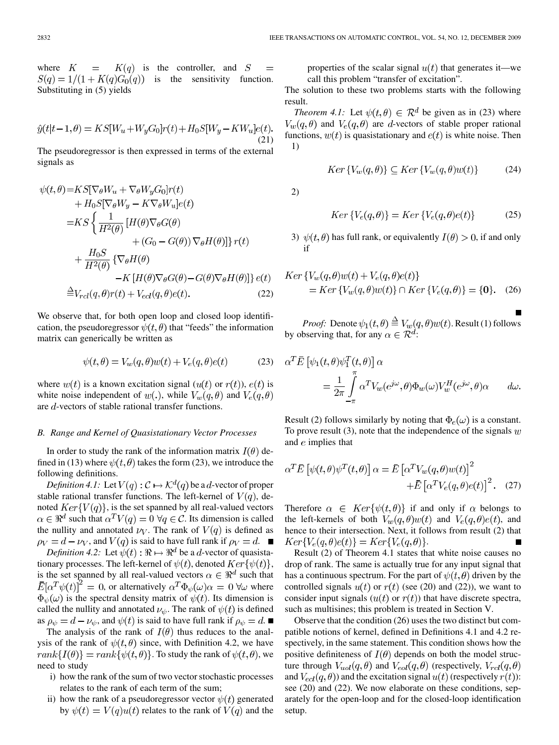where $K = K(q)$ is the controller, and $S = S(q) = 1/(1 + K(q)G_0(q))$ is the sensitivity function. Substituting in (5) yields

$$\hat{y}(t|t-1,\theta) = KS[W_u + W_y G_0]r(t) + H_0 S[W_y - KW_u]e(t). \tag{21}$$

The pseudoregressor is then expressed in terms of the external signals as

$$\begin{aligned}
\psi(t,\theta) =& KS[\nabla_\theta W_u + \nabla_\theta W_y G_0]r(t) \\
&+ H_0 S[\nabla_\theta W_y - K\nabla_\theta W_u]e(t) \\
=& KS\left\{\frac{1}{H^2(\theta)}[H(\theta)\nabla_\theta G(\theta) \right. \\
&\left. + (G_0 - G(\theta))\nabla_\theta H(\theta)]\right\} r(t) \\
&+ \frac{H_0 S}{H^2(\theta)}\{\nabla_\theta H(\theta) \\
&- K[H(\theta)\nabla_\theta G(\theta) - G(\theta)\nabla_\theta H(\theta)]\} e(t) \\
\stackrel{\Delta}{=}& V_{rcl}(q,\theta)r(t) + V_{ecl}(q,\theta)e(t).
\end{aligned} \tag{22}$$

We observe that, for both open loop and closed loop identification, the pseudoregressor $\psi(t,\theta)$ that "feeds" the information matrix can generically be written as

$$\psi(t,\theta) = V_w(q,\theta)w(t) + V_e(q,\theta)e(t) \tag{23}$$

where $w(t)$ is a known excitation signal ($u(t)$ or $r(t)$), $e(t)$ is white noise independent of $w(.)$, while $V_w(q,\theta)$ and $V_e(q,\theta)$ are $d$-vectors of stable rational transfer functions.

### B. Range and Kernel of Quasistationary Vector Processes

In order to study the rank of the information matrix $I(\theta)$ defined in (13) where $\psi(t,\theta)$ takes the form (23), we introduce the following definitions.

*Definition 4.1:* Let $V(q) : \mathcal{C} \mapsto \mathcal{K}^d(q)$ be a $d$-vector of proper stable rational transfer functions. The left-kernel of $V(q)$, denoted $Ker\{V(q)\}$, is the set spanned by all real-valued vectors $\alpha \in \Re^d$ such that $\alpha^T V(q) = 0\ \forall q \in \mathcal{C}$. Its dimension is called the nullity and annotated $\nu_V$. The rank of $V(q)$ is defined as $\rho_V = d - \nu_V$, and $V(q)$ is said to have full rank if $\rho_V = d$. ∎

*Definition 4.2:* Let $\psi(t) : \Re \mapsto \Re^d$ be a $d$-vector of quasistationary processes. The left-kernel of $\psi(t)$, denoted $Ker\{\psi(t)\}$, is the set spanned by all real-valued vectors $\alpha \in \Re^d$ such that $\bar{E}[\alpha^T\psi(t)]^2 = 0$, or alternatively $\alpha^T\Phi_\psi(\omega)\alpha = 0\ \forall\omega$ where $\Phi_\psi(\omega)$ is the spectral density matrix of $\psi(t)$. Its dimension is called the nullity and annotated $\nu_\psi$. The rank of $\psi(t)$ is defined as $\rho_\psi = d - \nu_\psi$, and $\psi(t)$ is said to have full rank if $\rho_\psi = d$. ∎

The analysis of the rank of $I(\theta)$ thus reduces to the analysis of the rank of $\psi(t,\theta)$ since, with Definition 4.2, we have $rank\{I(\theta)\} = rank\{\psi(t,\theta)\}$. To study the rank of $\psi(t,\theta)$, we need to study

i) how the rank of the sum of two vector stochastic processes relates to the rank of each term of the sum;

ii) how the rank of a pseudoregressor vector $\psi(t)$ generated by $\psi(t) = V(q)u(t)$ relates to the rank of $V(q)$ and the properties of the scalar signal $u(t)$ that generates it—we call this problem "transfer of excitation".

The solution to these two problems starts with the following result.

*Theorem 4.1:* Let $\psi(t,\theta) \in \mathcal{R}^d$ be given as in (23) where $V_w(q,\theta)$ and $V_e(q,\theta)$ are $d$-vectors of stable proper rational functions, $w(t)$ is quasistationary and $e(t)$ is white noise. Then

1)
$$Ker\{V_w(q,\theta)\} \subseteq Ker\{V_w(q,\theta)w(t)\} \tag{24}$$

2)
$$Ker\{V_e(q,\theta)\} = Ker\{V_e(q,\theta)e(t)\} \tag{25}$$

3) $\psi(t,\theta)$ has full rank, or equivalently $I(\theta) > 0$, if and only if

$$\begin{aligned}
&Ker\{V_w(q,\theta)w(t) + V_e(q,\theta)e(t)\} \\
&= Ker\{V_w(q,\theta)w(t)\} \cap Ker\{V_e(q,\theta)\} = \{\mathbf{0}\}.
\end{aligned} \tag{26}$$

∎

*Proof:* Denote $\psi_1(t,\theta) \stackrel{\Delta}{=} V_w(q,\theta)w(t)$. Result (1) follows by observing that, for any $\alpha \in \mathcal{R}^d$:

$$\alpha^T \bar{E}\left[\psi_1(t,\theta)\psi_1^T(t,\theta)\right]\alpha = \frac{1}{2\pi}\int_{-\pi}^{\pi} \alpha^T V_w(e^{j\omega},\theta)\Phi_w(\omega)V_w^H(e^{j\omega},\theta)\alpha \qquad d\omega.$$

Result (2) follows similarly by noting that $\Phi_e(\omega)$ is a constant. To prove result (3), note that the independence of the signals $w$ and $e$ implies that

$$\alpha^T \bar{E}\left[\psi(t,\theta)\psi^T(t,\theta)\right]\alpha = \bar{E}\left[\alpha^T V_w(q,\theta)w(t)\right]^2 + \bar{E}\left[\alpha^T V_e(q,\theta)e(t)\right]^2. \tag{27}$$

Therefore $\alpha \in Ker\{\psi(t,\theta)\}$ if and only if $\alpha$ belongs to the left-kernels of both $V_w(q,\theta)w(t)$ and $V_e(q,\theta)e(t)$, and hence to their intersection. Next, it follows from result (2) that $Ker\{V_e(q,\theta)e(t)\} = Ker\{V_e(q,\theta)\}$. ∎

Result (2) of Theorem 4.1 states that white noise causes no drop of rank. The same is actually true for any input signal that has a continuous spectrum. For the part of $\psi(t,\theta)$ driven by the controlled signals $u(t)$ or $r(t)$ (see (20) and (22)), we want to consider input signals ($u(t)$ or $r(t)$) that have discrete spectra, such as multisines; this problem is treated in Section V.

Observe that the condition (26) uses the two distinct but compatible notions of kernel, defined in Definitions 4.1 and 4.2 respectively, in the same statement. This condition shows how the positive definiteness of $I(\theta)$ depends on both the model structure through $V_{uol}(q,\theta)$ and $V_{eol}(q,\theta)$ (respectively, $V_{rcl}(q,\theta)$ and $V_{ecl}(q,\theta)$) and the excitation signal $u(t)$ (respectively $r(t)$): see (20) and (22). We now elaborate on these conditions, separately for the open-loop and for the closed-loop identification setup.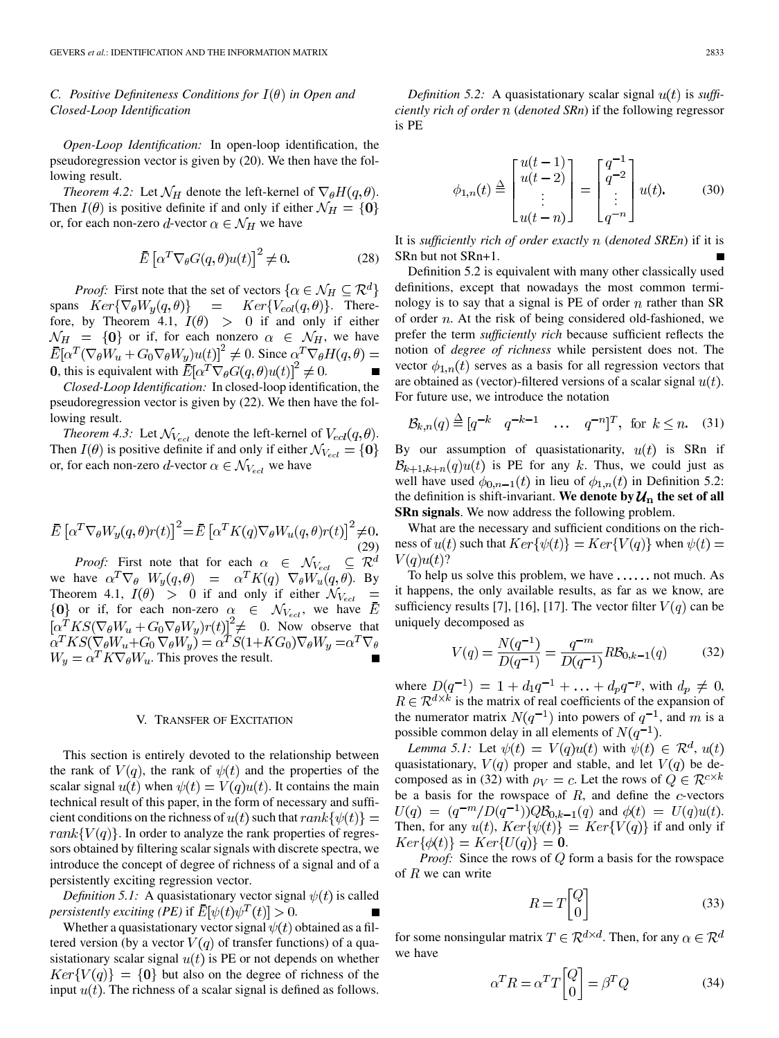### C. Positive Definiteness Conditions for $I(\theta)$ in Open and Closed-Loop Identification

*Open-Loop Identification:* In open-loop identification, the pseudoregression vector is given by (20). We then have the following result.

*Theorem 4.2:* Let $\mathcal{N}_H$ denote the left-kernel of $\nabla_\theta H(q,\theta)$. Then $I(\theta)$ is positive definite if and only if either $\mathcal{N}_H = \{\mathbf{0}\}$ or, for each non-zero $d$-vector $\alpha \in \mathcal{N}_H$ we have

$$\bar{E}\left[\alpha^T \nabla_\theta G(q,\theta) u(t)\right]^2 \neq 0. \tag{28}$$

*Proof:* First note that the set of vectors $\{\alpha \in \mathcal{N}_H \subseteq \mathcal{R}^d\}$ spans $Ker\{\nabla_\theta W_y(q,\theta)\} = Ker\{V_{eol}(q,\theta)\}$. Therefore, by Theorem 4.1, $I(\theta) > 0$ if and only if either $\mathcal{N}_H = \{\mathbf{0}\}$ or if, for each nonzero $\alpha \in \mathcal{N}_H$, we have $\bar{E}[\alpha^T(\nabla_\theta W_u + G_0 \nabla_\theta W_y)u(t)]^2 \neq 0$. Since $\alpha^T \nabla_\theta H(q,\theta) = \mathbf{0}$, this is equivalent with $\bar{E}[\alpha^T \nabla_\theta G(q,\theta) u(t)]^2 \neq 0$. ■

*Closed-Loop Identification:* In closed-loop identification, the pseudoregression vector is given by (22). We then have the following result.

*Theorem 4.3:* Let $\mathcal{N}_{V_{ecl}}$ denote the left-kernel of $V_{ecl}(q,\theta)$. Then $I(\theta)$ is positive definite if and only if either $\mathcal{N}_{V_{ecl}} = \{\mathbf{0}\}$ or, for each non-zero $d$-vector $\alpha \in \mathcal{N}_{V_{ecl}}$ we have

$$\bar{E}\left[\alpha^T \nabla_\theta W_y(q,\theta) r(t)\right]^2 = \bar{E}\left[\alpha^T K(q) \nabla_\theta W_u(q,\theta) r(t)\right]^2 \neq 0. \tag{29}$$

*Proof:* First note that for each $\alpha \in \mathcal{N}_{V_{ecl}} \subseteq \mathcal{R}^d$ we have $\alpha^T \nabla_\theta W_y(q,\theta) = \alpha^T K(q) \nabla_\theta W_u(q,\theta)$. By Theorem 4.1, $I(\theta) > 0$ if and only if either $\mathcal{N}_{V_{ecl}} = \{\mathbf{0}\}$ or if, for each non-zero $\alpha \in \mathcal{N}_{V_{ecl}}$, we have $\bar{E}[\alpha^T KS(\nabla_\theta W_u + G_0 \nabla_\theta W_y) r(t)]^2 \neq 0$. Now observe that $\alpha^T KS(\nabla_\theta W_u + G_0 \nabla_\theta W_y) = \alpha^T S(1 + KG_0)\nabla_\theta W_y = \alpha^T \nabla_\theta W_y = \alpha^T K \nabla_\theta W_u$. This proves the result. ■

## V. Transfer of Excitation

This section is entirely devoted to the relationship between the rank of $V(q)$, the rank of $\psi(t)$ and the properties of the scalar signal $u(t)$ when $\psi(t) = V(q)u(t)$. It contains the main technical result of this paper, in the form of necessary and sufficient conditions on the richness of $u(t)$ such that $rank\{\psi(t)\} = rank\{V(q)\}$. In order to analyze the rank properties of regressors obtained by filtering scalar signals with discrete spectra, we introduce the concept of degree of richness of a signal and of a persistently exciting regression vector.

*Definition 5.1:* A quasistationary vector signal $\psi(t)$ is called *persistently exciting (PE)* if $\bar{E}[\psi(t)\psi^T(t)] > 0$. ■

Whether a quasistationary vector signal $\psi(t)$ obtained as a filtered version (by a vector $V(q)$ of transfer functions) of a quasistationary scalar signal $u(t)$ is PE or not depends on whether $Ker\{V(q)\} = \{\mathbf{0}\}$ but also on the degree of richness of the input $u(t)$. The richness of a scalar signal is defined as follows.

*Definition 5.2:* A quasistationary scalar signal $u(t)$ is *sufficiently rich of order* $n$ (*denoted SRn*) if the following regressor is PE

$$\phi_{1,n}(t) \triangleq \begin{bmatrix} u(t-1) \\ u(t-2) \\ \vdots \\ u(t-n) \end{bmatrix} = \begin{bmatrix} q^{-1} \\ q^{-2} \\ \vdots \\ q^{-n} \end{bmatrix} u(t). \tag{30}$$

It is *sufficiently rich of order exactly* $n$ (*denoted SREn*) if it is SRn but not SRn+1. ■

Definition 5.2 is equivalent with many other classically used definitions, except that nowadays the most common terminology is to say that a signal is PE of order $n$ rather than SR of order $n$. At the risk of being considered old-fashioned, we prefer the term *sufficiently rich* because sufficient reflects the notion of *degree of richness* while persistent does not. The vector $\phi_{1,n}(t)$ serves as a basis for all regression vectors that are obtained as (vector)-filtered versions of a scalar signal $u(t)$. For future use, we introduce the notation

$$\mathcal{B}_{k,n}(q) \triangleq [q^{-k} \quad q^{-k-1} \quad \ldots \quad q^{-n}]^T, \text{ for } k \leq n. \tag{31}$$

By our assumption of quasistationarity, $u(t)$ is SRn if $\mathcal{B}_{k+1,k+n}(q)u(t)$ is PE for any $k$. Thus, we could just as well have used $\phi_{0,n-1}(t)$ in lieu of $\phi_{1,n}(t)$ in Definition 5.2: the definition is shift-invariant. **We denote by $\mathcal{U}_n$ the set of all SRn signals**. We now address the following problem.

What are the necessary and sufficient conditions on the richness of $u(t)$ such that $Ker\{\psi(t)\} = Ker\{V(q)\}$ when $\psi(t) = V(q)u(t)$?

To help us solve this problem, we have ...... not much. As it happens, the only available results, as far as we know, are sufficiency results [7], [16], [17]. The vector filter $V(q)$ can be uniquely decomposed as

$$V(q) = \frac{N(q^{-1})}{D(q^{-1})} = \frac{q^{-m}}{D(q^{-1})} R \mathcal{B}_{0,k-1}(q) \tag{32}$$

where $D(q^{-1}) = 1 + d_1 q^{-1} + \ldots + d_p q^{-p}$, with $d_p \neq 0$, $R \in \mathcal{R}^{d \times k}$ is the matrix of real coefficients of the expansion of the numerator matrix $N(q^{-1})$ into powers of $q^{-1}$, and $m$ is a possible common delay in all elements of $N(q^{-1})$.

*Lemma 5.1:* Let $\psi(t) = V(q)u(t)$ with $\psi(t) \in \mathcal{R}^d$, $u(t)$ quasistationary, $V(q)$ proper and stable, and let $V(q)$ be decomposed as in (32) with $\rho_V = c$. Let the rows of $Q \in \mathcal{R}^{c \times k}$ be a basis for the rowspace of $R$, and define the $c$-vectors $U(q) = (q^{-m}/D(q^{-1}))Q\mathcal{B}_{0,k-1}(q)$ and $\phi(t) = U(q)u(t)$. Then, for any $u(t)$, $Ker\{\psi(t)\} = Ker\{V(q)\}$ if and only if $Ker\{\phi(t)\} = Ker\{U(q)\} = \mathbf{0}$.

*Proof:* Since the rows of $Q$ form a basis for the rowspace of $R$ we can write

$$R = T \begin{bmatrix} Q \\ 0 \end{bmatrix} \tag{33}$$

for some nonsingular matrix $T \in \mathcal{R}^{d \times d}$. Then, for any $\alpha \in \mathcal{R}^d$ we have

$$\alpha^T R = \alpha^T T \begin{bmatrix} Q \\ 0 \end{bmatrix} = \beta^T Q \tag{34}$$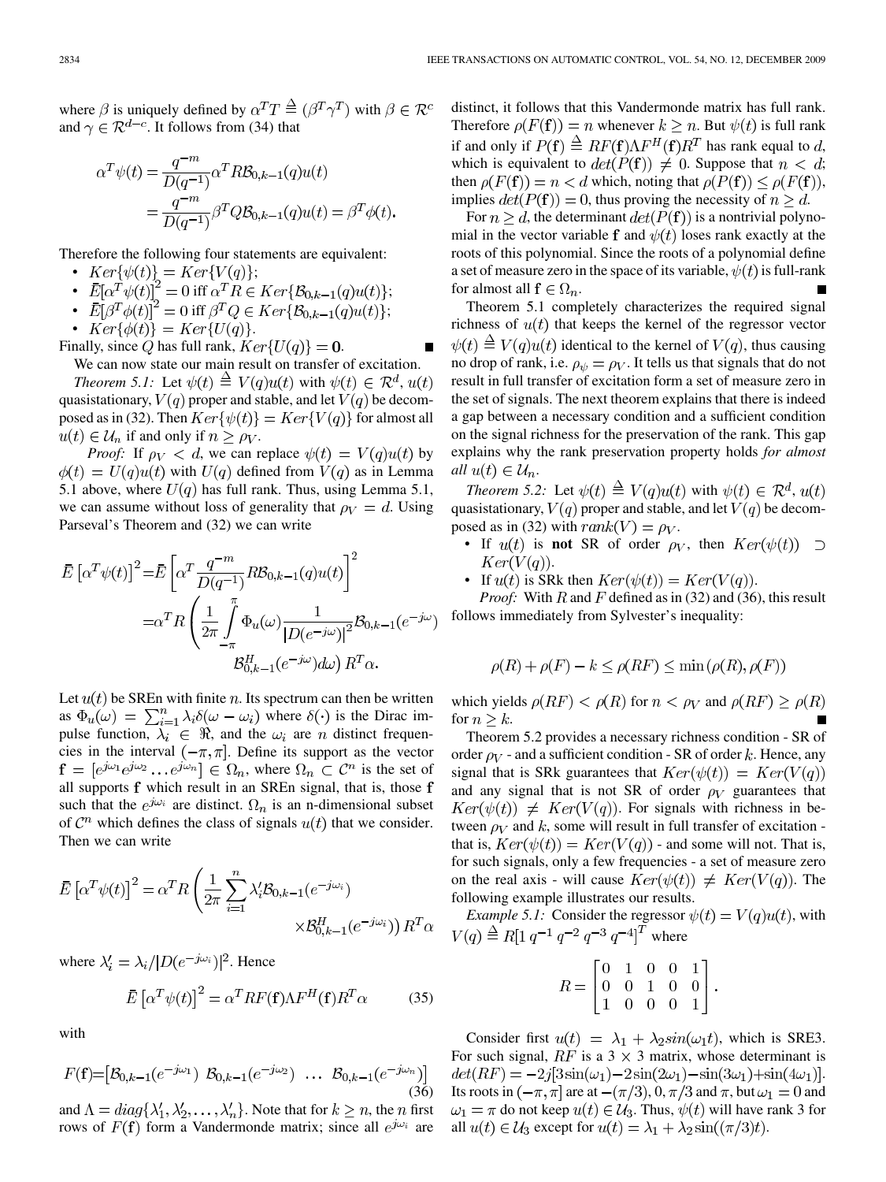where $\beta$ is uniquely defined by $\alpha^T T \triangleq (\beta^T \gamma^T)$ with $\beta \in \mathcal{R}^c$ and $\gamma \in \mathcal{R}^{d-c}$. It follows from (34) that

$$\alpha^T \psi(t) = \frac{q^{-m}}{D(q^{-1})} \alpha^T R \mathcal{B}_{0,k-1}(q) u(t) = \frac{q^{-m}}{D(q^{-1})} \beta^T Q \mathcal{B}_{0,k-1}(q) u(t) = \beta^T \phi(t).$$

Therefore the following four statements are equivalent:

- $Ker\{\psi(t)\} = Ker\{V(q)\}$;
- $\bar{E}[\alpha^T \psi(t)]^2 = 0$ iff $\alpha^T R \in Ker\{\mathcal{B}_{0,k-1}(q)u(t)\}$;
- $\bar{E}[\beta^T \phi(t)]^2 = 0$ iff $\beta^T Q \in Ker\{\mathcal{B}_{0,k-1}(q)u(t)\}$;
- $Ker\{\phi(t)\} = Ker\{U(q)\}$.

Finally, since $Q$ has full rank, $Ker\{U(q)\} = \mathbf{0}$. ■

We can now state our main result on transfer of excitation.

*Theorem 5.1:* Let $\psi(t) \triangleq V(q)u(t)$ with $\psi(t) \in \mathcal{R}^d$, $u(t)$ quasistationary, $V(q)$ proper and stable, and let $V(q)$ be decomposed as in (32). Then $Ker\{\psi(t)\} = Ker\{V(q)\}$ for almost all $u(t) \in \mathcal{U}_n$ if and only if $n \geq \rho_V$.

*Proof:* If $\rho_V < d$, we can replace $\psi(t) = V(q)u(t)$ by $\phi(t) = U(q)u(t)$ with $U(q)$ defined from $V(q)$ as in Lemma 5.1 above, where $U(q)$ has full rank. Thus, using Lemma 5.1, we can assume without loss of generality that $\rho_V = d$. Using Parseval's Theorem and (32) we can write

$$\bar{E}\left[\alpha^T \psi(t)\right]^2 = \bar{E}\left[\alpha^T \frac{q^{-m}}{D(q^{-1})} R \mathcal{B}_{0,k-1}(q) u(t)\right]^2 = \alpha^T R \left(\frac{1}{2\pi}\int_{-\pi}^{\pi} \Phi_u(\omega) \frac{1}{|D(e^{-j\omega})|^2} \mathcal{B}_{0,k-1}(e^{-j\omega}) \mathcal{B}_{0,k-1}^H(e^{-j\omega}) d\omega\right) R^T \alpha.$$

Let $u(t)$ be SREn with finite $n$. Its spectrum can then be written as $\Phi_u(\omega) = \sum_{i=1}^{n} \lambda_i \delta(\omega - \omega_i)$ where $\delta(\cdot)$ is the Dirac impulse function, $\lambda_i \in \Re$, and the $\omega_i$ are $n$ distinct frequencies in the interval $(-\pi, \pi]$. Define its support as the vector $\mathbf{f} = [e^{j\omega_1} e^{j\omega_2} \ldots e^{j\omega_n}] \in \Omega_n$, where $\Omega_n \subset \mathcal{C}^n$ is the set of all supports $\mathbf{f}$ which result in an SREn signal, that is, those $\mathbf{f}$ such that the $e^{j\omega_i}$ are distinct. $\Omega_n$ is an n-dimensional subset of $\mathcal{C}^n$ which defines the class of signals $u(t)$ that we consider. Then we can write

$$\bar{E}\left[\alpha^T \psi(t)\right]^2 = \alpha^T R \left(\frac{1}{2\pi}\sum_{i=1}^{n} \lambda'_i \mathcal{B}_{0,k-1}(e^{-j\omega_i}) \times \mathcal{B}_{0,k-1}^H(e^{-j\omega_i})\right) R^T \alpha$$

where $\lambda'_i = \lambda_i / |D(e^{-j\omega_i})|^2$. Hence

$$\bar{E}\left[\alpha^T \psi(t)\right]^2 = \alpha^T R F(\mathbf{f}) \Lambda F^H(\mathbf{f}) R^T \alpha \tag{35}$$

with

$$F(\mathbf{f}) = \left[\mathcal{B}_{0,k-1}(e^{-j\omega_1}) \;\; \mathcal{B}_{0,k-1}(e^{-j\omega_2}) \;\; \ldots \;\; \mathcal{B}_{0,k-1}(e^{-j\omega_n})\right] \tag{36}$$

and $\Lambda = diag\{\lambda'_1, \lambda'_2, \ldots, \lambda'_n\}$. Note that for $k \geq n$, the $n$ first rows of $F(\mathbf{f})$ form a Vandermonde matrix; since all $e^{j\omega_i}$ are distinct, it follows that this Vandermonde matrix has full rank. Therefore $\rho(F(\mathbf{f})) = n$ whenever $k \geq n$. But $\psi(t)$ is full rank if and only if $P(\mathbf{f}) \triangleq RF(\mathbf{f})\Lambda F^H(\mathbf{f})R^T$ has rank equal to $d$, which is equivalent to $det(P(\mathbf{f})) \neq 0$. Suppose that $n < d$; then $\rho(F(\mathbf{f})) = n < d$ which, noting that $\rho(P(\mathbf{f})) \leq \rho(F(\mathbf{f}))$, implies $det(P(\mathbf{f})) = 0$, thus proving the necessity of $n \geq d$.

For $n \geq d$, the determinant $det(P(\mathbf{f}))$ is a nontrivial polynomial in the vector variable $\mathbf{f}$ and $\psi(t)$ loses rank exactly at the roots of this polynomial. Since the roots of a polynomial define a set of measure zero in the space of its variable, $\psi(t)$ is full-rank for almost all $\mathbf{f} \in \Omega_n$. ■

Theorem 5.1 completely characterizes the required signal richness of $u(t)$ that keeps the kernel of the regressor vector $\psi(t) \triangleq V(q)u(t)$ identical to the kernel of $V(q)$, thus causing no drop of rank, i.e. $\rho_\psi = \rho_V$. It tells us that signals that do not result in full transfer of excitation form a set of measure zero in the set of signals. The next theorem explains that there is indeed a gap between a necessary condition and a sufficient condition on the signal richness for the preservation of the rank. This gap explains why the rank preservation property holds *for almost all* $u(t) \in \mathcal{U}_n$.

*Theorem 5.2:* Let $\psi(t) \triangleq V(q)u(t)$ with $\psi(t) \in \mathcal{R}^d$, $u(t)$ quasistationary, $V(q)$ proper and stable, and let $V(q)$ be decomposed as in (32) with $rank(V) = \rho_V$.

- If $u(t)$ is **not** SR of order $\rho_V$, then $Ker(\psi(t)) \supset Ker(V(q))$.
- If $u(t)$ is SRk then $Ker(\psi(t)) = Ker(V(q))$.

*Proof:* With $R$ and $F$ defined as in (32) and (36), this result follows immediately from Sylvester's inequality:

$$\rho(R) + \rho(F) - k \leq \rho(RF) \leq \min(\rho(R), \rho(F))$$

which yields $\rho(RF) < \rho(R)$ for $n < \rho_V$ and $\rho(RF) \geq \rho(R)$ for $n \geq k$. ■

Theorem 5.2 provides a necessary richness condition - SR of order $\rho_V$ - and a sufficient condition - SR of order $k$. Hence, any signal that is SRk guarantees that $Ker(\psi(t)) = Ker(V(q))$ and any signal that is not SR of order $\rho_V$ guarantees that $Ker(\psi(t)) \neq Ker(V(q))$. For signals with richness in between $\rho_V$ and $k$, some will result in full transfer of excitation - that is, $Ker(\psi(t)) = Ker(V(q))$ - and some will not. That is, for such signals, only a few frequencies - a set of measure zero on the real axis - will cause $Ker(\psi(t)) \neq Ker(V(q))$. The following example illustrates our results.

*Example 5.1:* Consider the regressor $\psi(t) = V(q)u(t)$, with $V(q) \triangleq R[1\; q^{-1}\; q^{-2}\; q^{-3}\; q^{-4}]^T$ where

$$R = \begin{bmatrix} 0 & 1 & 0 & 0 & 1 \\ 0 & 0 & 1 & 0 & 0 \\ 1 & 0 & 0 & 0 & 1 \end{bmatrix}.$$

Consider first $u(t) = \lambda_1 + \lambda_2 sin(\omega_1 t)$, which is SRE3. For such signal, $RF$ is a $3 \times 3$ matrix, whose determinant is $det(RF) = -2j[3\sin(\omega_1) - 2\sin(2\omega_1) - \sin(3\omega_1) + \sin(4\omega_1)]$. Its roots in $(-\pi, \pi]$ are at $-(\pi/3), 0, \pi/3$ and $\pi$, but $\omega_1 = 0$ and $\omega_1 = \pi$ do not keep $u(t) \in \mathcal{U}_3$. Thus, $\psi(t)$ will have rank 3 for all $u(t) \in \mathcal{U}_3$ except for $u(t) = \lambda_1 + \lambda_2 \sin((\pi/3)t)$.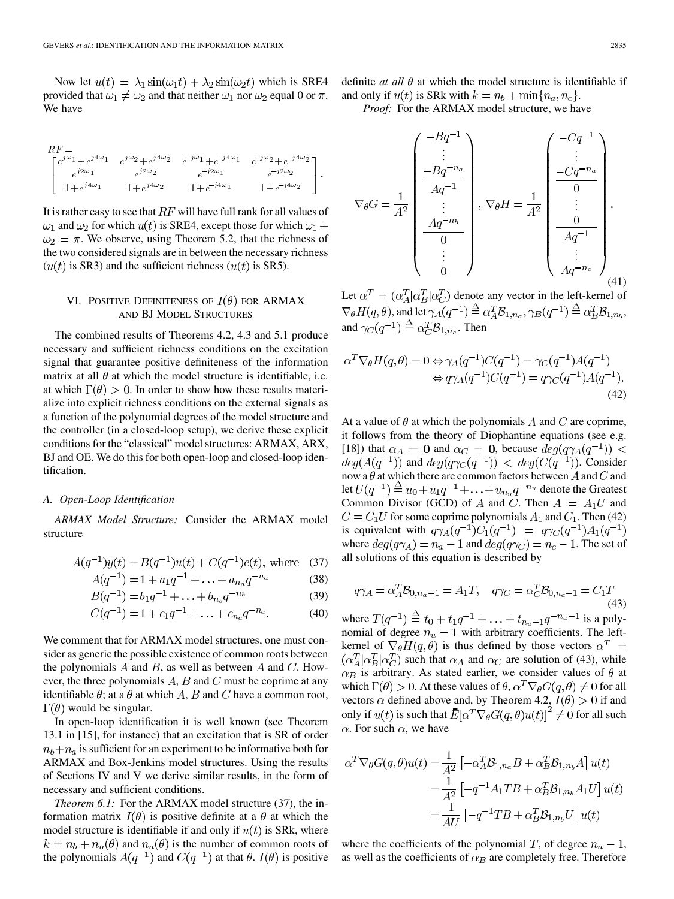Now let $u(t) = \lambda_1 \sin(\omega_1 t) + \lambda_2 \sin(\omega_2 t)$ which is SRE4 provided that $\omega_1 \neq \omega_2$ and that neither $\omega_1$ nor $\omega_2$ equal 0 or $\pi$. We have

$$RF = \begin{bmatrix} e^{j\omega_1}+e^{j4\omega_1} & e^{j\omega_2}+e^{j4\omega_2} & e^{-j\omega_1}+e^{-j4\omega_1} & e^{-j\omega_2}+e^{-j4\omega_2} \\ e^{j2\omega_1} & e^{j2\omega_2} & e^{-j2\omega_1} & e^{-j2\omega_2} \\ 1+e^{j4\omega_1} & 1+e^{j4\omega_2} & 1+e^{-j4\omega_1} & 1+e^{-j4\omega_2} \end{bmatrix}.$$

It is rather easy to see that $RF$ will have full rank for all values of $\omega_1$ and $\omega_2$ for which $u(t)$ is SRE4, except those for which $\omega_1 + \omega_2 = \pi$. We observe, using Theorem 5.2, that the richness of the two considered signals are in between the necessary richness ($u(t)$ is SR3) and the sufficient richness ($u(t)$ is SR5).

## VI. Positive Definiteness of $I(\theta)$ for ARMAX and BJ Model Structures

The combined results of Theorems 4.2, 4.3 and 5.1 produce necessary and sufficient richness conditions on the excitation signal that guarantee positive definiteness of the information matrix at all $\theta$ at which the model structure is identifiable, i.e. at which $\Gamma(\theta) > 0$. In order to show how these results materialize into explicit richness conditions on the external signals as a function of the polynomial degrees of the model structure and the controller (in a closed-loop setup), we derive these explicit conditions for the "classical" model structures: ARMAX, ARX, BJ and OE. We do this for both open-loop and closed-loop identification.

### A. Open-Loop Identification

*ARMAX Model Structure:* Consider the ARMAX model structure

$$A(q^{-1})y(t) = B(q^{-1})u(t) + C(q^{-1})e(t), \text{ where} \quad (37)$$
$$A(q^{-1}) = 1 + a_1 q^{-1} + \ldots + a_{n_a} q^{-n_a} \quad (38)$$
$$B(q^{-1}) = b_1 q^{-1} + \ldots + b_{n_b} q^{-n_b} \quad (39)$$
$$C(q^{-1}) = 1 + c_1 q^{-1} + \ldots + c_{n_c} q^{-n_c}. \quad (40)$$

We comment that for ARMAX model structures, one must consider as generic the possible existence of common roots between the polynomials $A$ and $B$, as well as between $A$ and $C$. However, the three polynomials $A$, $B$ and $C$ must be coprime at any identifiable $\theta$; at a $\theta$ at which $A$, $B$ and $C$ have a common root, $\Gamma(\theta)$ would be singular.

In open-loop identification it is well known (see Theorem 13.1 in [15], for instance) that an excitation that is SR of order $n_b + n_a$ is sufficient for an experiment to be informative both for ARMAX and Box-Jenkins model structures. Using the results of Sections IV and V we derive similar results, in the form of necessary and sufficient conditions.

*Theorem 6.1:* For the ARMAX model structure (37), the information matrix $I(\theta)$ is positive definite at a $\theta$ at which the model structure is identifiable if and only if $u(t)$ is SRk, where $k = n_b + n_u(\theta)$ and $n_u(\theta)$ is the number of common roots of the polynomials $A(q^{-1})$ and $C(q^{-1})$ at that $\theta$. $I(\theta)$ is positive definite *at all* $\theta$ at which the model structure is identifiable if and only if $u(t)$ is SRk with $k = n_b + \min\{n_a, n_c\}$.

*Proof:* For the ARMAX model structure, we have

$$\nabla_\theta G = \frac{1}{A^2} \begin{pmatrix} -Bq^{-1} \\ \vdots \\ -Bq^{-n_a} \\ \hline Aq^{-1} \\ \vdots \\ Aq^{-n_b} \\ \hline 0 \\ \vdots \\ 0 \end{pmatrix}, \quad \nabla_\theta H = \frac{1}{A^2} \begin{pmatrix} -Cq^{-1} \\ \vdots \\ -Cq^{-n_a} \\ \hline 0 \\ \vdots \\ 0 \\ \hline Aq^{-1} \\ \vdots \\ Aq^{-n_c} \end{pmatrix}. \quad (41)$$

Let $\alpha^T = (\alpha_A^T | \alpha_B^T | \alpha_C^T)$ denote any vector in the left-kernel of $\nabla_\theta H(q, \theta)$, and let $\gamma_A(q^{-1}) \triangleq \alpha_A^T \mathcal{B}_{1,n_a}$, $\gamma_B(q^{-1}) \triangleq \alpha_B^T \mathcal{B}_{1,n_b}$, and $\gamma_C(q^{-1}) \triangleq \alpha_C^T \mathcal{B}_{1,n_c}$. Then

$$\begin{aligned} \alpha^T \nabla_\theta H(q, \theta) = 0 &\Leftrightarrow \gamma_A(q^{-1}) C(q^{-1}) = \gamma_C(q^{-1}) A(q^{-1}) \\ &\Leftrightarrow q\gamma_A(q^{-1}) C(q^{-1}) = q\gamma_C(q^{-1}) A(q^{-1}). \end{aligned} \quad (42)$$

At a value of $\theta$ at which the polynomials $A$ and $C$ are coprime, it follows from the theory of Diophantine equations (see e.g. [18]) that $\alpha_A = \mathbf{0}$ and $\alpha_C = \mathbf{0}$, because $deg(q\gamma_A(q^{-1})) < deg(A(q^{-1}))$ and $deg(q\gamma_C(q^{-1})) < deg(C(q^{-1}))$. Consider now a $\theta$ at which there are common factors between $A$ and $C$ and let $U(q^{-1}) \triangleq u_0 + u_1 q^{-1} + \ldots + u_{n_u} q^{-n_u}$ denote the Greatest Common Divisor (GCD) of $A$ and $C$. Then $A = A_1 U$ and $C = C_1 U$ for some coprime polynomials $A_1$ and $C_1$. Then (42) is equivalent with $q\gamma_A(q^{-1}) C_1(q^{-1}) = q\gamma_C(q^{-1}) A_1(q^{-1})$ where $deg(q\gamma_A) = n_a - 1$ and $deg(q\gamma_C) = n_c - 1$. The set of all solutions of this equation is described by

$$q\gamma_A = \alpha_A^T \mathcal{B}_{0,n_a-1} = A_1 T, \quad q\gamma_C = \alpha_C^T \mathcal{B}_{0,n_c-1} = C_1 T \quad (43)$$

where $T(q^{-1}) \triangleq t_0 + t_1 q^{-1} + \ldots + t_{n_u-1} q^{-n_u-1}$ is a polynomial of degree $n_u - 1$ with arbitrary coefficients. The left-kernel of $\nabla_\theta H(q, \theta)$ is thus defined by those vectors $\alpha^T = (\alpha_A^T | \alpha_B^T | \alpha_C^T)$ such that $\alpha_A$ and $\alpha_C$ are solution of (43), while $\alpha_B$ is arbitrary. As stated earlier, we consider values of $\theta$ at which $\Gamma(\theta) > 0$. At these values of $\theta$, $\alpha^T \nabla_\theta G(q, \theta) \neq 0$ for all vectors $\alpha$ defined above and, by Theorem 4.2, $I(\theta) > 0$ if and only if $u(t)$ is such that $\bar{E}[\alpha^T \nabla_\theta G(q, \theta) u(t)]^2 \neq 0$ for all such $\alpha$. For such $\alpha$, we have

$$\begin{aligned} \alpha^T \nabla_\theta G(q, \theta) u(t) &= \frac{1}{A^2} \left[ -\alpha_A^T \mathcal{B}_{1,n_a} B + \alpha_B^T \mathcal{B}_{1,n_b} A \right] u(t) \\ &= \frac{1}{A^2} \left[ -q^{-1} A_1 T B + \alpha_B^T \mathcal{B}_{1,n_b} A_1 U \right] u(t) \\ &= \frac{1}{AU} \left[ -q^{-1} T B + \alpha_B^T \mathcal{B}_{1,n_b} U \right] u(t) \end{aligned}$$

where the coefficients of the polynomial $T$, of degree $n_u - 1$, as well as the coefficients of $\alpha_B$ are completely free. Therefore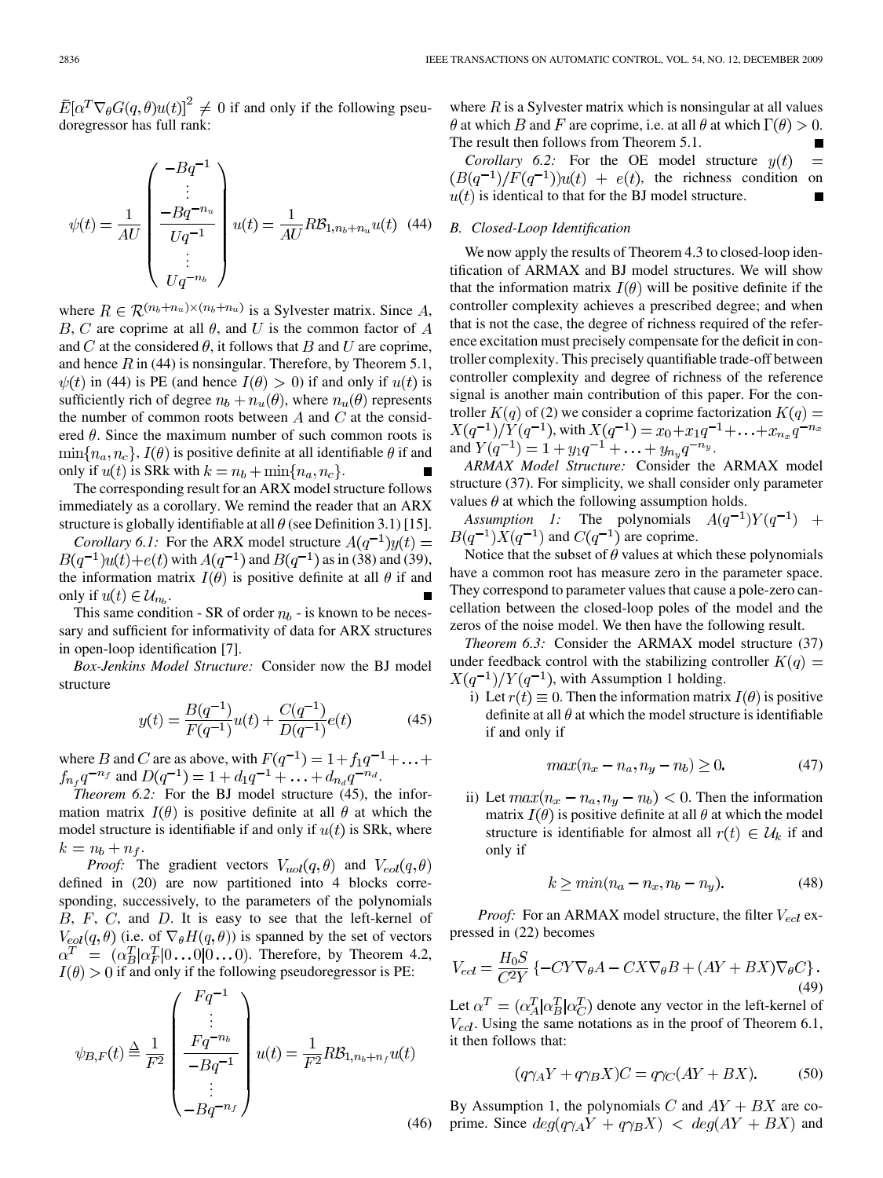$\bar{E}[\alpha^T \nabla_\theta G(q,\theta) u(t)]^2 \neq 0$ if and only if the following pseudoregressor has full rank:

$$\psi(t) = \frac{1}{AU} \begin{pmatrix} -Bq^{-1} \\ \vdots \\ -Bq^{-n_u} \\ Uq^{-1} \\ \vdots \\ Uq^{-n_b} \end{pmatrix} u(t) = \frac{1}{AU} R \mathcal{B}_{1,n_b+n_u} u(t) \quad (44)$$

where $R \in \mathcal{R}^{(n_b+n_u)\times(n_b+n_u)}$ is a Sylvester matrix. Since $A$, $B$, $C$ are coprime at all $\theta$, and $U$ is the common factor of $A$ and $C$ at the considered $\theta$, it follows that $B$ and $U$ are coprime, and hence $R$ in (44) is nonsingular. Therefore, by Theorem 5.1, $\psi(t)$ in (44) is PE (and hence $I(\theta) > 0$) if and only if $u(t)$ is sufficiently rich of degree $n_b + n_u(\theta)$, where $n_u(\theta)$ represents the number of common roots between $A$ and $C$ at the considered $\theta$. Since the maximum number of such common roots is $\min\{n_a, n_c\}$, $I(\theta)$ is positive definite at all identifiable $\theta$ if and only if $u(t)$ is SRk with $k = n_b + \min\{n_a, n_c\}$. ∎

The corresponding result for an ARX model structure follows immediately as a corollary. We remind the reader that an ARX structure is globally identifiable at all $\theta$ (see Definition 3.1) [15].

*Corollary 6.1:* For the ARX model structure $A(q^{-1})y(t) = B(q^{-1})u(t) + e(t)$ with $A(q^{-1})$ and $B(q^{-1})$ as in (38) and (39), the information matrix $I(\theta)$ is positive definite at all $\theta$ if and only if $u(t) \in \mathcal{U}_{n_b}$. ∎

This same condition - SR of order $n_b$ - is known to be necessary and sufficient for informativity of data for ARX structures in open-loop identification [7].

*Box-Jenkins Model Structure:* Consider now the BJ model structure

$$y(t) = \frac{B(q^{-1})}{F(q^{-1})} u(t) + \frac{C(q^{-1})}{D(q^{-1})} e(t) \quad (45)$$

where $B$ and $C$ are as above, with $F(q^{-1}) = 1 + f_1 q^{-1} + \ldots + f_{n_f} q^{-n_f}$ and $D(q^{-1}) = 1 + d_1 q^{-1} + \ldots + d_{n_d} q^{-n_d}$.

*Theorem 6.2:* For the BJ model structure (45), the information matrix $I(\theta)$ is positive definite at all $\theta$ at which the model structure is identifiable if and only if $u(t)$ is SRk, where $k = n_b + n_f$.

*Proof:* The gradient vectors $V_{uol}(q,\theta)$ and $V_{eol}(q,\theta)$ defined in (20) are now partitioned into 4 blocks corresponding, successively, to the parameters of the polynomials $B$, $F$, $C$, and $D$. It is easy to see that the left-kernel of $V_{eol}(q,\theta)$ (i.e. of $\nabla_\theta H(q,\theta)$) is spanned by the set of vectors $\alpha^T = (\alpha_B^T | \alpha_F^T | 0 \ldots 0 | 0 \ldots 0)$. Therefore, by Theorem 4.2, $I(\theta) > 0$ if and only if the following pseudoregressor is PE:

$$\psi_{B,F}(t) \triangleq \frac{1}{F^2} \begin{pmatrix} Fq^{-1} \\ \vdots \\ Fq^{-n_b} \\ -Bq^{-1} \\ \vdots \\ -Bq^{-n_f} \end{pmatrix} u(t) = \frac{1}{F^2} R \mathcal{B}_{1,n_b+n_f} u(t) \quad (46)$$

where $R$ is a Sylvester matrix which is nonsingular at all values $\theta$ at which $B$ and $F$ are coprime, i.e. at all $\theta$ at which $\Gamma(\theta) > 0$. The result then follows from Theorem 5.1. ∎

*Corollary 6.2:* For the OE model structure $y(t) = (B(q^{-1})/F(q^{-1}))u(t) + e(t)$, the richness condition on $u(t)$ is identical to that for the BJ model structure. ∎

## B. Closed-Loop Identification

We now apply the results of Theorem 4.3 to closed-loop identification of ARMAX and BJ model structures. We will show that the information matrix $I(\theta)$ will be positive definite if the controller complexity achieves a prescribed degree; and when that is not the case, the degree of richness required of the reference excitation must precisely compensate for the deficit in controller complexity. This precisely quantifiable trade-off between controller complexity and degree of richness of the reference signal is another main contribution of this paper. For the controller $K(q)$ of (2) we consider a coprime factorization $K(q) = X(q^{-1})/Y(q^{-1})$, with $X(q^{-1}) = x_0 + x_1 q^{-1} + \ldots + x_{n_x} q^{-n_x}$ and $Y(q^{-1}) = 1 + y_1 q^{-1} + \ldots + y_{n_y} q^{-n_y}$.

*ARMAX Model Structure:* Consider the ARMAX model structure (37). For simplicity, we shall consider only parameter values $\theta$ at which the following assumption holds.

*Assumption 1:* The polynomials $A(q^{-1})Y(q^{-1}) + B(q^{-1})X(q^{-1})$ and $C(q^{-1})$ are coprime.

Notice that the subset of $\theta$ values at which these polynomials have a common root has measure zero in the parameter space. They correspond to parameter values that cause a pole-zero cancellation between the closed-loop poles of the model and the zeros of the noise model. We then have the following result.

*Theorem 6.3:* Consider the ARMAX model structure (37) under feedback control with the stabilizing controller $K(q) = X(q^{-1})/Y(q^{-1})$, with Assumption 1 holding.

i) Let $r(t) \equiv 0$. Then the information matrix $I(\theta)$ is positive definite at all $\theta$ at which the model structure is identifiable if and only if

$$max(n_x - n_a, n_y - n_b) \geq 0. \quad (47)$$

ii) Let $max(n_x - n_a, n_y - n_b) < 0$. Then the information matrix $I(\theta)$ is positive definite at all $\theta$ at which the model structure is identifiable for almost all $r(t) \in \mathcal{U}_k$ if and only if

$$k \geq min(n_a - n_x, n_b - n_y). \quad (48)$$

*Proof:* For an ARMAX model structure, the filter $V_{ecl}$ expressed in (22) becomes

$$V_{ecl} = \frac{H_0 S}{C^2 Y} \{-CY\nabla_\theta A - CX\nabla_\theta B + (AY + BX)\nabla_\theta C\}. \quad (49)$$

Let $\alpha^T = (\alpha_A^T | \alpha_B^T | \alpha_C^T)$ denote any vector in the left-kernel of $V_{ecl}$. Using the same notations as in the proof of Theorem 6.1, it then follows that:

$$(q\gamma_A Y + q\gamma_B X)C = q\gamma_C(AY + BX). \quad (50)$$

By Assumption 1, the polynomials $C$ and $AY + BX$ are coprime. Since $deg(q\gamma_A Y + q\gamma_B X) < deg(AY + BX)$ and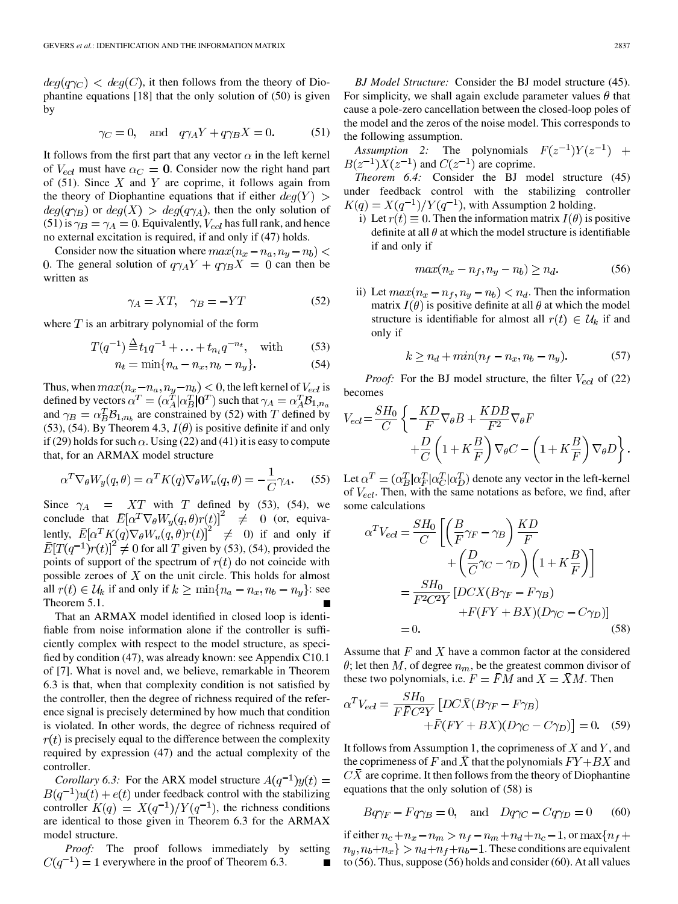$deg(q\gamma_C) < deg(C)$, it then follows from the theory of Diophantine equations [18] that the only solution of (50) is given by

$$\gamma_C = 0, \quad \text{and} \quad q\gamma_A Y + q\gamma_B X = 0. \tag{51}$$

It follows from the first part that any vector $\alpha$ in the left kernel of $V_{ecl}$ must have $\alpha_C = \mathbf{0}$. Consider now the right hand part of (51). Since $X$ and $Y$ are coprime, it follows again from the theory of Diophantine equations that if either $deg(Y) > deg(q\gamma_B)$ or $deg(X) > deg(q\gamma_A)$, then the only solution of (51) is $\gamma_B = \gamma_A = 0$. Equivalently, $V_{ecl}$ has full rank, and hence no external excitation is required, if and only if (47) holds.

Consider now the situation where $max(n_x - n_a, n_y - n_b) < 0$. The general solution of $q\gamma_A Y + q\gamma_B X = 0$ can then be written as

$$\gamma_A = XT, \quad \gamma_B = -YT \tag{52}$$

where $T$ is an arbitrary polynomial of the form

$$T(q^{-1}) \triangleq t_1 q^{-1} + \ldots + t_{n_t} q^{-n_t}, \quad \text{with} \tag{53}$$

$$n_t = \min\{n_a - n_x, n_b - n_y\}. \tag{54}$$

Thus, when $max(n_x - n_a, n_y - n_b) < 0$, the left kernel of $V_{ecl}$ is defined by vectors $\alpha^T = (\alpha_A^T | \alpha_B^T | \mathbf{0}^T)$ such that $\gamma_A = \alpha_A^T \mathcal{B}_{1,n_a}$ and $\gamma_B = \alpha_B^T \mathcal{B}_{1,n_b}$ are constrained by (52) with $T$ defined by (53), (54). By Theorem 4.3, $I(\theta)$ is positive definite if and only if (29) holds for such $\alpha$. Using (22) and (41) it is easy to compute that, for an ARMAX model structure

$$\alpha^T \nabla_\theta W_y(q, \theta) = \alpha^T K(q) \nabla_\theta W_u(q, \theta) = -\frac{1}{C}\gamma_A. \tag{55}$$

Since $\gamma_A = XT$ with $T$ defined by (53), (54), we conclude that $\bar{E}[\alpha^T \nabla_\theta W_y(q,\theta) r(t)]^2 \neq 0$ (or, equivalently, $\bar{E}[\alpha^T K(q) \nabla_\theta W_u(q,\theta) r(t)]^2 \neq 0$) if and only if $\bar{E}[T(q^{-1}) r(t)]^2 \neq 0$ for all $T$ given by (53), (54), provided the points of support of the spectrum of $r(t)$ do not coincide with possible zeroes of $X$ on the unit circle. This holds for almost all $r(t) \in \mathcal{U}_k$ if and only if $k \geq \min\{n_a - n_x, n_b - n_y\}$: see Theorem 5.1. ∎

That an ARMAX model identified in closed loop is identifiable from noise information alone if the controller is sufficiently complex with respect to the model structure, as specified by condition (47), was already known: see Appendix C10.1 of [7]. What is novel and, we believe, remarkable in Theorem 6.3 is that, when that complexity condition is not satisfied by the controller, then the degree of richness required of the reference signal is precisely determined by how much that condition is violated. In other words, the degree of richness required of $r(t)$ is precisely equal to the difference between the complexity required by expression (47) and the actual complexity of the controller.

*Corollary 6.3:* For the ARX model structure $A(q^{-1})y(t) = B(q^{-1})u(t) + e(t)$ under feedback control with the stabilizing controller $K(q) = X(q^{-1})/Y(q^{-1})$, the richness conditions are identical to those given in Theorem 6.3 for the ARMAX model structure.

*Proof:* The proof follows immediately by setting $C(q^{-1}) = 1$ everywhere in the proof of Theorem 6.3. ∎

*BJ Model Structure:* Consider the BJ model structure (45). For simplicity, we shall again exclude parameter values $\theta$ that cause a pole-zero cancellation between the closed-loop poles of the model and the zeros of the noise model. This corresponds to the following assumption.

*Assumption 2:* The polynomials $F(z^{-1})Y(z^{-1}) + B(z^{-1})X(z^{-1})$ and $C(z^{-1})$ are coprime.

*Theorem 6.4:* Consider the BJ model structure (45) under feedback control with the stabilizing controller $K(q) = X(q^{-1})/Y(q^{-1})$, with Assumption 2 holding.

i) Let $r(t) \equiv 0$. Then the information matrix $I(\theta)$ is positive definite at all $\theta$ at which the model structure is identifiable if and only if

$$max(n_x - n_f, n_y - n_b) \geq n_d. \tag{56}$$

ii) Let $max(n_x - n_f, n_y - n_b) < n_d$. Then the information matrix $I(\theta)$ is positive definite at all $\theta$ at which the model structure is identifiable for almost all $r(t) \in \mathcal{U}_k$ if and only if

$$k \geq n_d + min(n_f - n_x, n_b - n_y). \tag{57}$$

*Proof:* For the BJ model structure, the filter $V_{ecl}$ of (22) becomes

$$V_{ecl} = \frac{SH_0}{C}\left\{-\frac{KD}{F}\nabla_\theta B + \frac{KDB}{F^2}\nabla_\theta F + \frac{D}{C}\left(1 + K\frac{B}{F}\right)\nabla_\theta C - \left(1 + K\frac{B}{F}\right)\nabla_\theta D\right\}.$$

Let $\alpha^T = (\alpha_B^T | \alpha_F^T | \alpha_C^T | \alpha_D^T)$ denote any vector in the left-kernel of $V_{ecl}$. Then, with the same notations as before, we find, after some calculations

$$\begin{aligned}
\alpha^T V_{ecl} &= \frac{SH_0}{C}\left[\left(\frac{B}{F}\gamma_F - \gamma_B\right)\frac{KD}{F} + \left(\frac{D}{C}\gamma_C - \gamma_D\right)\left(1 + K\frac{B}{F}\right)\right] \\
&= \frac{SH_0}{F^2C^2Y}\left[DCX(B\gamma_F - F\gamma_B) + F(FY + BX)(D\gamma_C - C\gamma_D)\right] \\
&= 0.
\end{aligned} \tag{58}$$

Assume that $F$ and $X$ have a common factor at the considered $\theta$; let then $M$, of degree $n_m$, be the greatest common divisor of these two polynomials, i.e. $F = \bar{F}M$ and $X = \bar{X}M$. Then

$$\alpha^T V_{ecl} = \frac{SH_0}{F\bar{F}C^2Y}\left[DC\bar{X}(B\gamma_F - F\gamma_B) + \bar{F}(FY + BX)(D\gamma_C - C\gamma_D)\right] = 0. \tag{59}$$

It follows from Assumption 1, the coprimeness of $X$ and $Y$, and the coprimeness of $F$ and $\bar{X}$ that the polynomials $FY + BX$ and $C\bar{X}$ are coprime. It then follows from the theory of Diophantine equations that the only solution of (58) is

$$Bq\gamma_F - Fq\gamma_B = 0, \quad \text{and} \quad Dq\gamma_C - Cq\gamma_D = 0 \tag{60}$$

if either $n_c + n_x - n_m > n_f - n_m + n_d + n_c - 1$, or $\max\{n_f + n_y, n_b + n_x\} > n_d + n_f + n_b - 1$. These conditions are equivalent to (56). Thus, suppose (56) holds and consider (60). At all values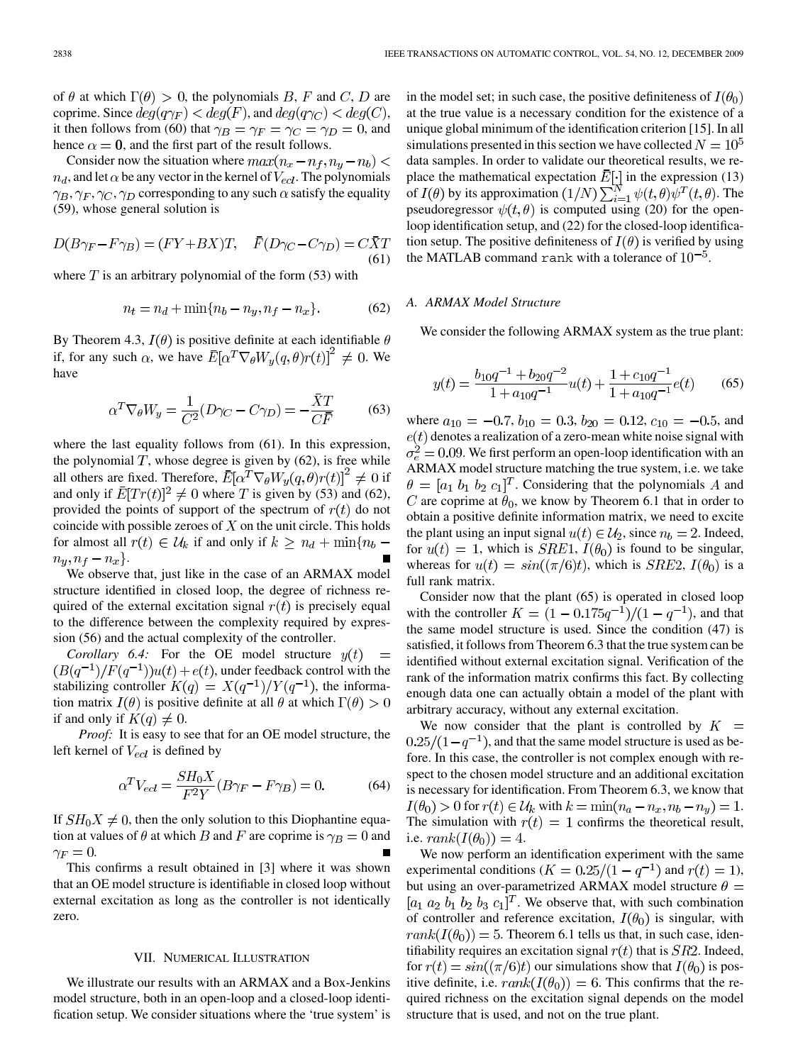of $\theta$ at which $\Gamma(\theta) > 0$, the polynomials $B$, $F$ and $C$, $D$ are coprime. Since $deg(q\gamma_F) < deg(F)$, and $deg(q\gamma_C) < deg(C)$, it then follows from (60) that $\gamma_B = \gamma_F = \gamma_C = \gamma_D = 0$, and hence $\alpha = \mathbf{0}$, and the first part of the result follows.

Consider now the situation where $max(n_x - n_f, n_y - n_b) < n_d$, and let $\alpha$ be any vector in the kernel of $V_{ecl}$. The polynomials $\gamma_B, \gamma_F, \gamma_C, \gamma_D$ corresponding to any such $\alpha$ satisfy the equality (59), whose general solution is

$$D(B\gamma_F - F\gamma_B) = (FY + BX)T, \quad \bar{F}(D\gamma_C - C\gamma_D) = C\bar{X}T \tag{61}$$

where $T$ is an arbitrary polynomial of the form (53) with

$$n_t = n_d + \min\{n_b - n_y, n_f - n_x\}. \tag{62}$$

By Theorem 4.3, $I(\theta)$ is positive definite at each identifiable $\theta$ if, for any such $\alpha$, we have $\bar{E}[\alpha^T \nabla_\theta W_y(q,\theta) r(t)]^2 \neq 0$. We have

$$\alpha^T \nabla_\theta W_y = \frac{1}{C^2}(D\gamma_C - C\gamma_D) = -\frac{\bar{X}T}{C\bar{F}} \tag{63}$$

where the last equality follows from (61). In this expression, the polynomial $T$, whose degree is given by (62), is free while all others are fixed. Therefore, $\bar{E}[\alpha^T \nabla_\theta W_y(q,\theta) r(t)]^2 \neq 0$ if and only if $\bar{E}[Tr(t)]^2 \neq 0$ where $T$ is given by (53) and (62), provided the points of support of the spectrum of $r(t)$ do not coincide with possible zeroes of $X$ on the unit circle. This holds for almost all $r(t) \in \mathcal{U}_k$ if and only if $k \geq n_d + \min\{n_b - n_y, n_f - n_x\}$. ■

We observe that, just like in the case of an ARMAX model structure identified in closed loop, the degree of richness required of the external excitation signal $r(t)$ is precisely equal to the difference between the complexity required by expression (56) and the actual complexity of the controller.

*Corollary 6.4:* For the OE model structure $y(t) = (B(q^{-1})/F(q^{-1}))u(t) + e(t)$, under feedback control with the stabilizing controller $K(q) = X(q^{-1})/Y(q^{-1})$, the information matrix $I(\theta)$ is positive definite at all $\theta$ at which $\Gamma(\theta) > 0$ if and only if $K(q) \neq 0$.

*Proof:* It is easy to see that for an OE model structure, the left kernel of $V_{ecl}$ is defined by

$$\alpha^T V_{ecl} = \frac{SH_0 X}{F^2 Y}(B\gamma_F - F\gamma_B) = 0. \tag{64}$$

If $SH_0X \neq 0$, then the only solution to this Diophantine equation at values of $\theta$ at which $B$ and $F$ are coprime is $\gamma_B = 0$ and $\gamma_F = 0$. ■

This confirms a result obtained in [3] where it was shown that an OE model structure is identifiable in closed loop without external excitation as long as the controller is not identically zero.

## VII. Numerical Illustration

We illustrate our results with an ARMAX and a Box-Jenkins model structure, both in an open-loop and a closed-loop identification setup. We consider situations where the 'true system' is in the model set; in such case, the positive definiteness of $I(\theta_0)$ at the true value is a necessary condition for the existence of a unique global minimum of the identification criterion [15]. In all simulations presented in this section we have collected $N = 10^5$ data samples. In order to validate our theoretical results, we replace the mathematical expectation $\bar{E}[\cdot]$ in the expression (13) of $I(\theta)$ by its approximation $(1/N)\sum_{i=1}^{N} \psi(t,\theta)\psi^T(t,\theta)$. The pseudoregressor $\psi(t,\theta)$ is computed using (20) for the open-loop identification setup, and (22) for the closed-loop identification setup. The positive definiteness of $I(\theta)$ is verified by using the MATLAB command `rank` with a tolerance of $10^{-5}$.

### A. ARMAX Model Structure

We consider the following ARMAX system as the true plant:

$$y(t) = \frac{b_{10}q^{-1} + b_{20}q^{-2}}{1 + a_{10}q^{-1}}u(t) + \frac{1 + c_{10}q^{-1}}{1 + a_{10}q^{-1}}e(t) \tag{65}$$

where $a_{10} = -0.7$, $b_{10} = 0.3$, $b_{20} = 0.12$, $c_{10} = -0.5$, and $e(t)$ denotes a realization of a zero-mean white noise signal with $\sigma_e^2 = 0.09$. We first perform an open-loop identification with an ARMAX model structure matching the true system, i.e. we take $\theta = [a_1 \; b_1 \; b_2 \; c_1]^T$. Considering that the polynomials $A$ and $C$ are coprime at $\theta_0$, we know by Theorem 6.1 that in order to obtain a positive definite information matrix, we need to excite the plant using an input signal $u(t) \in \mathcal{U}_2$, since $n_b = 2$. Indeed, for $u(t) = 1$, which is $SRE1$, $I(\theta_0)$ is found to be singular, whereas for $u(t) = sin((\pi/6)t)$, which is $SRE2$, $I(\theta_0)$ is a full rank matrix.

Consider now that the plant (65) is operated in closed loop with the controller $K = (1 - 0.175q^{-1})/(1 - q^{-1})$, and that the same model structure is used. Since the condition (47) is satisfied, it follows from Theorem 6.3 that the true system can be identified without external excitation signal. Verification of the rank of the information matrix confirms this fact. By collecting enough data one can actually obtain a model of the plant with arbitrary accuracy, without any external excitation.

We now consider that the plant is controlled by $K = 0.25/(1 - q^{-1})$, and that the same model structure is used as before. In this case, the controller is not complex enough with respect to the chosen model structure and an additional excitation is necessary for identification. From Theorem 6.3, we know that $I(\theta_0) > 0$ for $r(t) \in \mathcal{U}_k$ with $k = \min(n_a - n_x, n_b - n_y) = 1$. The simulation with $r(t) = 1$ confirms the theoretical result, i.e. $rank(I(\theta_0)) = 4$.

We now perform an identification experiment with the same experimental conditions ($K = 0.25/(1 - q^{-1})$ and $r(t) = 1$), but using an over-parametrized ARMAX model structure $\theta = [a_1 \; a_2 \; b_1 \; b_2 \; b_3 \; c_1]^T$. We observe that, with such combination of controller and reference excitation, $I(\theta_0)$ is singular, with $rank(I(\theta_0)) = 5$. Theorem 6.1 tells us that, in such case, identifiability requires an excitation signal $r(t)$ that is $SR2$. Indeed, for $r(t) = sin((\pi/6)t)$ our simulations show that $I(\theta_0)$ is positive definite, i.e. $rank(I(\theta_0)) = 6$. This confirms that the required richness on the excitation signal depends on the model structure that is used, and not on the true plant.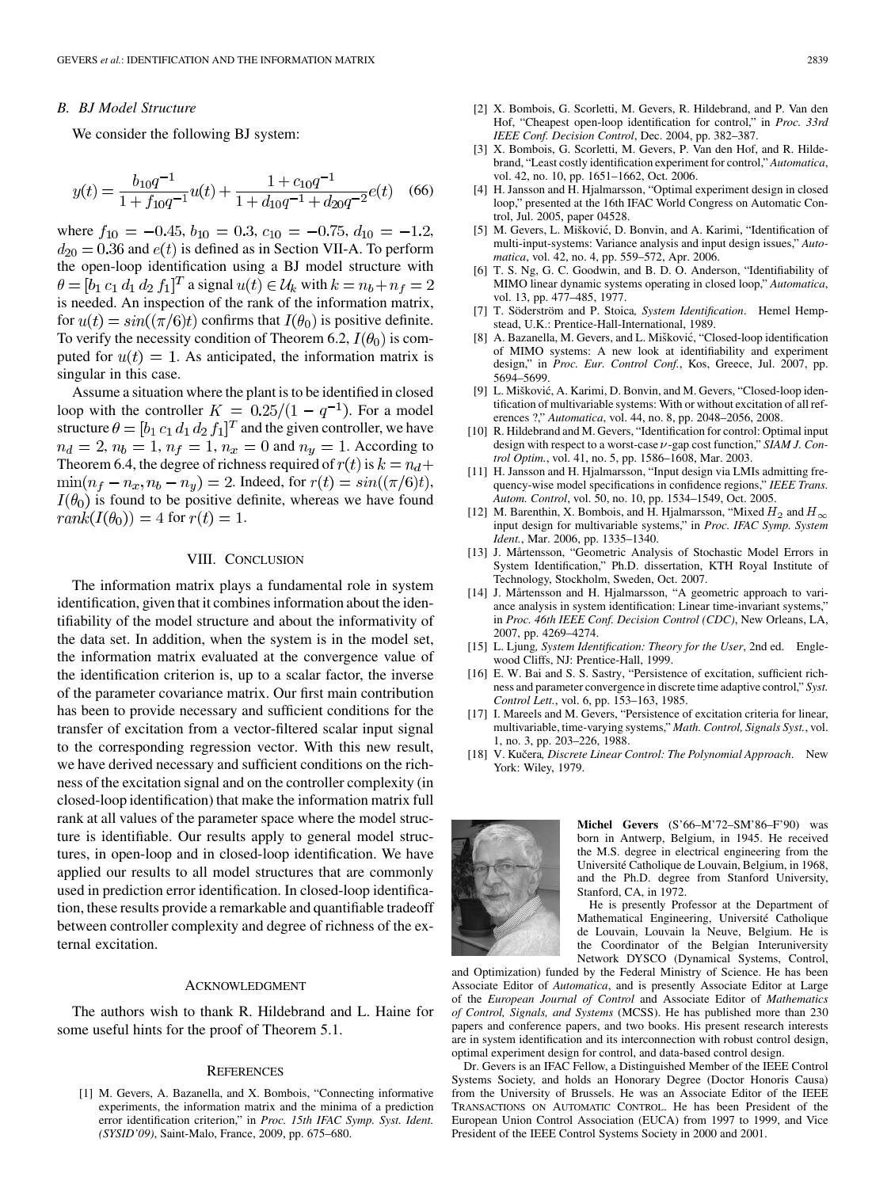### B. BJ Model Structure

We consider the following BJ system:

$$y(t) = \frac{b_{10}q^{-1}}{1 + f_{10}q^{-1}}u(t) + \frac{1 + c_{10}q^{-1}}{1 + d_{10}q^{-1} + d_{20}q^{-2}}e(t) \quad (66)$$

where $f_{10} = -0.45$, $b_{10} = 0.3$, $c_{10} = -0.75$, $d_{10} = -1.2$, $d_{20} = 0.36$ and $e(t)$ is defined as in Section VII-A. To perform the open-loop identification using a BJ model structure with $\theta = [b_1\, c_1\, d_1\, d_2\, f_1]^T$ a signal $u(t) \in \mathcal{U}_k$ with $k = n_b + n_f = 2$ is needed. An inspection of the rank of the information matrix, for $u(t) = sin((\pi/6)t)$ confirms that $I(\theta_0)$ is positive definite. To verify the necessity condition of Theorem 6.2, $I(\theta_0)$ is computed for $u(t) = 1$. As anticipated, the information matrix is singular in this case.

Assume a situation where the plant is to be identified in closed loop with the controller $K = 0.25/(1 - q^{-1})$. For a model structure $\theta = [b_1\, c_1\, d_1\, d_2\, f_1]^T$ and the given controller, we have $n_d = 2$, $n_b = 1$, $n_f = 1$, $n_x = 0$ and $n_y = 1$. According to Theorem 6.4, the degree of richness required of $r(t)$ is $k = n_d + \min(n_f - n_x, n_b - n_y) = 2$. Indeed, for $r(t) = sin((\pi/6)t)$, $I(\theta_0)$ is found to be positive definite, whereas we have found $rank(I(\theta_0)) = 4$ for $r(t) = 1$.

## VIII. Conclusion

The information matrix plays a fundamental role in system identification, given that it combines information about the identifiability of the model structure and about the informativity of the data set. In addition, when the system is in the model set, the information matrix evaluated at the convergence value of the identification criterion is, up to a scalar factor, the inverse of the parameter covariance matrix. Our first main contribution has been to provide necessary and sufficient conditions for the transfer of excitation from a vector-filtered scalar input signal to the corresponding regression vector. With this new result, we have derived necessary and sufficient conditions on the richness of the excitation signal and on the controller complexity (in closed-loop identification) that make the information matrix full rank at all values of the parameter space where the model structure is identifiable. Our results apply to general model structures, in open-loop and in closed-loop identification. We have applied our results to all model structures that are commonly used in prediction error identification. In closed-loop identification, these results provide a remarkable and quantifiable tradeoff between controller complexity and degree of richness of the external excitation.

## Acknowledgment

The authors wish to thank R. Hildebrand and L. Haine for some useful hints for the proof of Theorem 5.1.

## References

[1] M. Gevers, A. Bazanella, and X. Bombois, "Connecting informative experiments, the information matrix and the minima of a prediction error identification criterion," in *Proc. 15th IFAC Symp. Syst. Ident. (SYSID'09)*, Saint-Malo, France, 2009, pp. 675–680.

[2] X. Bombois, G. Scorletti, M. Gevers, R. Hildebrand, and P. Van den Hof, "Cheapest open-loop identification for control," in *Proc. 33rd IEEE Conf. Decision Control*, Dec. 2004, pp. 382–387.

[3] X. Bombois, G. Scorletti, M. Gevers, P. Van den Hof, and R. Hildebrand, "Least costly identification experiment for control," *Automatica*, vol. 42, no. 10, pp. 1651–1662, Oct. 2006.

[4] H. Jansson and H. Hjalmarsson, "Optimal experiment design in closed loop," presented at the 16th IFAC World Congress on Automatic Control, Jul. 2005, paper 04528.

[5] M. Gevers, L. Mišković, D. Bonvin, and A. Karimi, "Identification of multi-input-systems: Variance analysis and input design issues," *Automatica*, vol. 42, no. 4, pp. 559–572, Apr. 2006.

[6] T. S. Ng, G. C. Goodwin, and B. D. O. Anderson, "Identifiability of MIMO linear dynamic systems operating in closed loop," *Automatica*, vol. 13, pp. 477–485, 1977.

[7] T. Söderström and P. Stoica, *System Identification*. Hemel Hempstead, U.K.: Prentice-Hall-International, 1989.

[8] A. Bazanella, M. Gevers, and L. Mišković, "Closed-loop identification of MIMO systems: A new look at identifiability and experiment design," in *Proc. Eur. Control Conf.*, Kos, Greece, Jul. 2007, pp. 5694–5699.

[9] L. Mišković, A. Karimi, D. Bonvin, and M. Gevers, "Closed-loop identification of multivariable systems: With or without excitation of all references ?," *Automatica*, vol. 44, no. 8, pp. 2048–2056, 2008.

[10] R. Hildebrand and M. Gevers, "Identification for control: Optimal input design with respect to a worst-case $\nu$-gap cost function," *SIAM J. Control Optim.*, vol. 41, no. 5, pp. 1586–1608, Mar. 2003.

[11] H. Jansson and H. Hjalmarsson, "Input design via LMIs admitting frequency-wise model specifications in confidence regions," *IEEE Trans. Autom. Control*, vol. 50, no. 10, pp. 1534–1549, Oct. 2005.

[12] M. Barenthin, X. Bombois, and H. Hjalmarsson, "Mixed $H_2$ and $H_\infty$ input design for multivariable systems," in *Proc. IFAC Symp. System Ident.*, Mar. 2006, pp. 1335–1340.

[13] J. Mårtensson, "Geometric Analysis of Stochastic Model Errors in System Identification," Ph.D. dissertation, KTH Royal Institute of Technology, Stockholm, Sweden, Oct. 2007.

[14] J. Mårtensson and H. Hjalmarsson, "A geometric approach to variance analysis in system identification: Linear time-invariant systems," in *Proc. 46th IEEE Conf. Decision Control (CDC)*, New Orleans, LA, 2007, pp. 4269–4274.

[15] L. Ljung, *System Identification: Theory for the User*, 2nd ed. Englewood Cliffs, NJ: Prentice-Hall, 1999.

[16] E. W. Bai and S. S. Sastry, "Persistence of excitation, sufficient richness and parameter convergence in discrete time adaptive control," *Syst. Control Lett.*, vol. 6, pp. 153–163, 1985.

[17] I. Mareels and M. Gevers, "Persistence of excitation criteria for linear, multivariable, time-varying systems," *Math. Control, Signals Syst.*, vol. 1, no. 3, pp. 203–226, 1988.

[18] V. Kučera, *Discrete Linear Control: The Polynomial Approach*. New York: Wiley, 1979.

**Michel Gevers** (S'66–M'72–SM'86–F'90) was born in Antwerp, Belgium, in 1945. He received the M.S. degree in electrical engineering from the Université Catholique de Louvain, Belgium, in 1968, and the Ph.D. degree from Stanford University, Stanford, CA, in 1972.

He is presently Professor at the Department of Mathematical Engineering, Université Catholique de Louvain, Louvain la Neuve, Belgium. He is the Coordinator of the Belgian Interuniversity Network DYSCO (Dynamical Systems, Control, and Optimization) funded by the Federal Ministry of Science. He has been Associate Editor of *Automatica*, and is presently Associate Editor at Large of the *European Journal of Control* and Associate Editor of *Mathematics of Control, Signals, and Systems* (MCSS). He has published more than 230 papers and conference papers, and two books. His present research interests are in system identification and its interconnection with robust control design, optimal experiment design for control, and data-based control design.

Dr. Gevers is an IFAC Fellow, a Distinguished Member of the IEEE Control Systems Society, and holds an Honorary Degree (Doctor Honoris Causa) from the University of Brussels. He was an Associate Editor of the IEEE Transactions on Automatic Control. He has been President of the European Union Control Association (EUCA) from 1997 to 1999, and Vice President of the IEEE Control Systems Society in 2000 and 2001.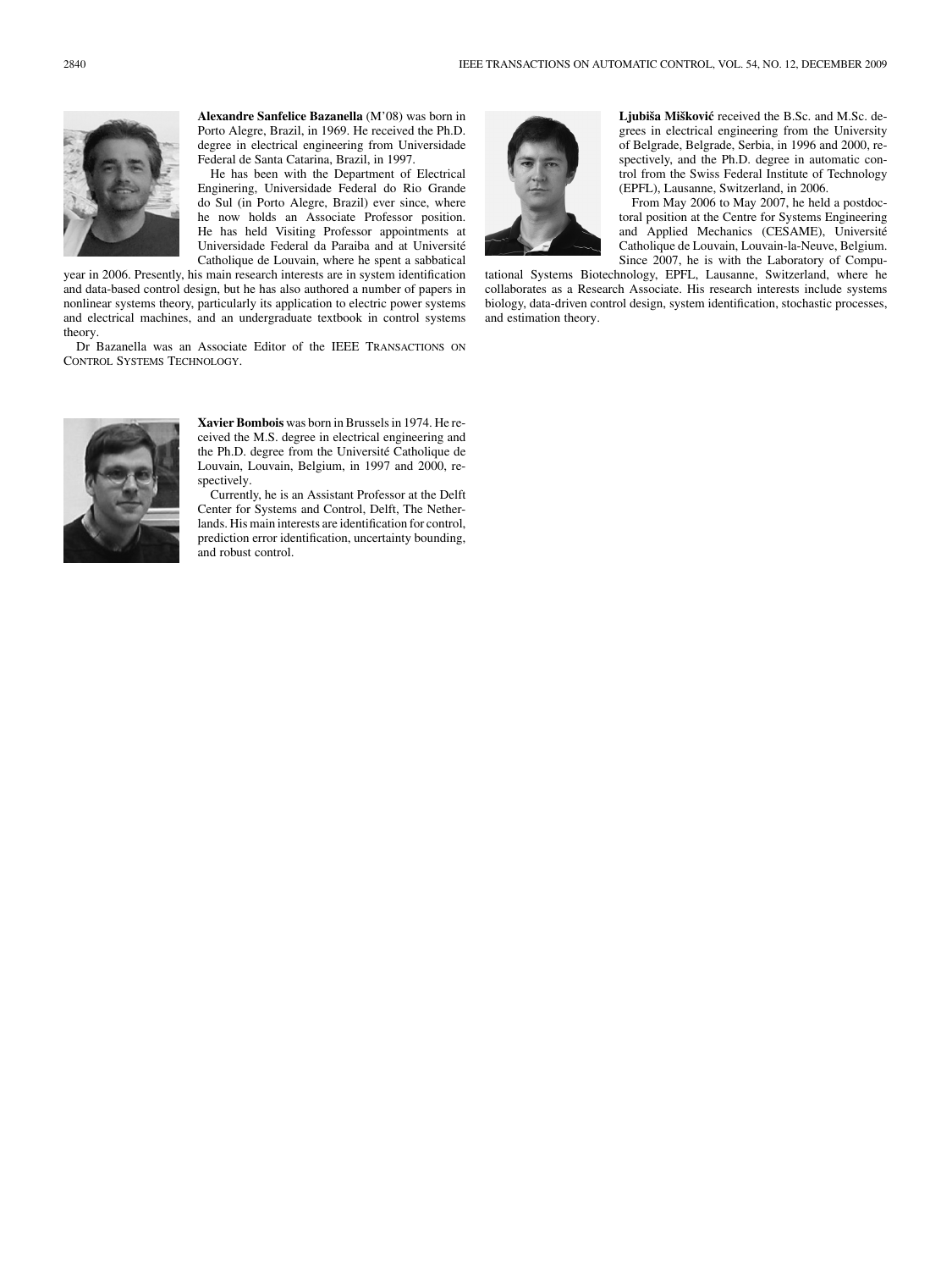**Alexandre Sanfelice Bazanella** (M'08) was born in Porto Alegre, Brazil, in 1969. He received the Ph.D. degree in electrical engineering from Universidade Federal de Santa Catarina, Brazil, in 1997.

He has been with the Department of Electrical Enginering, Universidade Federal do Rio Grande do Sul (in Porto Alegre, Brazil) ever since, where he now holds an Associate Professor position. He has held Visiting Professor appointments at Universidade Federal da Paraiba and at Université Catholique de Louvain, where he spent a sabbatical year in 2006. Presently, his main research interests are in system identification and data-based control design, but he has also authored a number of papers in nonlinear systems theory, particularly its application to electric power systems and electrical machines, and an undergraduate textbook in control systems theory.

Dr Bazanella was an Associate Editor of the IEEE TRANSACTIONS ON CONTROL SYSTEMS TECHNOLOGY.

**Xavier Bombois** was born in Brussels in 1974. He received the M.S. degree in electrical engineering and the Ph.D. degree from the Université Catholique de Louvain, Louvain, Belgium, in 1997 and 2000, respectively.

Currently, he is an Assistant Professor at the Delft Center for Systems and Control, Delft, The Netherlands. His main interests are identification for control, prediction error identification, uncertainty bounding, and robust control.

**Ljubiša Mišković** received the B.Sc. and M.Sc. degrees in electrical engineering from the University of Belgrade, Belgrade, Serbia, in 1996 and 2000, respectively, and the Ph.D. degree in automatic control from the Swiss Federal Institute of Technology (EPFL), Lausanne, Switzerland, in 2006.

From May 2006 to May 2007, he held a postdoctoral position at the Centre for Systems Engineering and Applied Mechanics (CESAME), Université Catholique de Louvain, Louvain-la-Neuve, Belgium. Since 2007, he is with the Laboratory of Computational Systems Biotechnology, EPFL, Lausanne, Switzerland, where he collaborates as a Research Associate. His research interests include systems biology, data-driven control design, system identification, stochastic processes, and estimation theory.